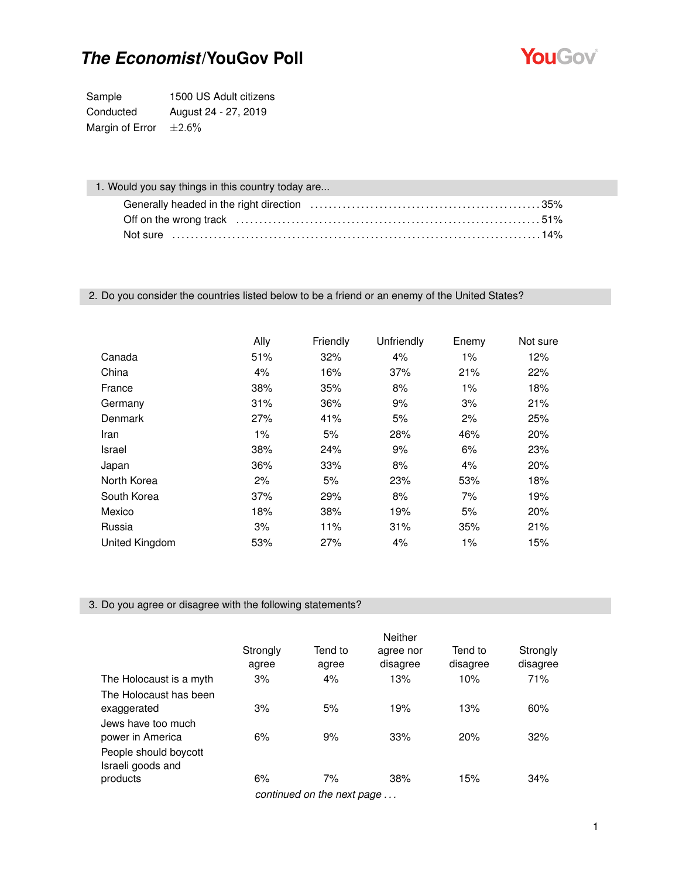# *The Economist*/YouGov Poll

| | |
|---|---|
| Sample | 1500 US Adult citizens |
| Conducted | August 24 - 27, 2019 |
| Margin of Error | ±2.6% |

## 1. Would you say things in this country today are...

Generally headed in the right direction .......... 35%
Off on the wrong track .......... 51%
Not sure .......... 14%

## 2. Do you consider the countries listed below to be a friend or an enemy of the United States?

| | Ally | Friendly | Unfriendly | Enemy | Not sure |
|---|---|---|---|---|---|
| Canada | 51% | 32% | 4% | 1% | 12% |
| China | 4% | 16% | 37% | 21% | 22% |
| France | 38% | 35% | 8% | 1% | 18% |
| Germany | 31% | 36% | 9% | 3% | 21% |
| Denmark | 27% | 41% | 5% | 2% | 25% |
| Iran | 1% | 5% | 28% | 46% | 20% |
| Israel | 38% | 24% | 9% | 6% | 23% |
| Japan | 36% | 33% | 8% | 4% | 20% |
| North Korea | 2% | 5% | 23% | 53% | 18% |
| South Korea | 37% | 29% | 8% | 7% | 19% |
| Mexico | 18% | 38% | 19% | 5% | 20% |
| Russia | 3% | 11% | 31% | 35% | 21% |
| United Kingdom | 53% | 27% | 4% | 1% | 15% |

## 3. Do you agree or disagree with the following statements?

| | Strongly agree | Tend to agree | Neither agree nor disagree | Tend to disagree | Strongly disagree |
|---|---|---|---|---|---|
| The Holocaust is a myth | 3% | 4% | 13% | 10% | 71% |
| The Holocaust has been exaggerated | 3% | 5% | 19% | 13% | 60% |
| Jews have too much power in America | 6% | 9% | 33% | 20% | 32% |
| People should boycott Israeli goods and products | 6% | 7% | 38% | 15% | 34% |

*continued on the next page . . .*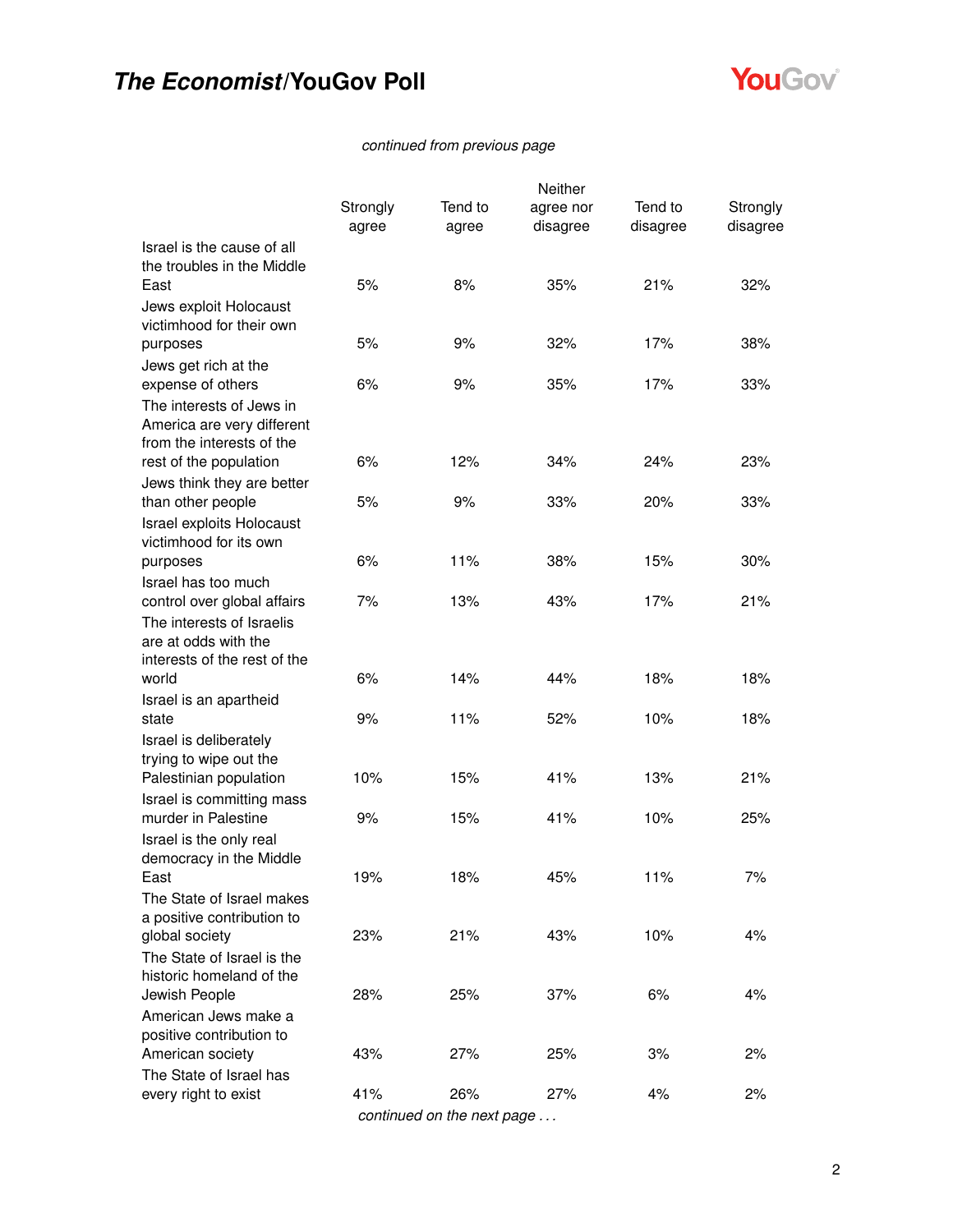*continued from previous page*

| | Strongly agree | Tend to agree | Neither agree nor disagree | Tend to disagree | Strongly disagree |
|---|---|---|---|---|---|
| Israel is the cause of all the troubles in the Middle East | 5% | 8% | 35% | 21% | 32% |
| Jews exploit Holocaust victimhood for their own purposes | 5% | 9% | 32% | 17% | 38% |
| Jews get rich at the expense of others | 6% | 9% | 35% | 17% | 33% |
| The interests of Jews in America are very different from the interests of the rest of the population | 6% | 12% | 34% | 24% | 23% |
| Jews think they are better than other people | 5% | 9% | 33% | 20% | 33% |
| Israel exploits Holocaust victimhood for its own purposes | 6% | 11% | 38% | 15% | 30% |
| Israel has too much control over global affairs | 7% | 13% | 43% | 17% | 21% |
| The interests of Israelis are at odds with the interests of the rest of the world | 6% | 14% | 44% | 18% | 18% |
| Israel is an apartheid state | 9% | 11% | 52% | 10% | 18% |
| Israel is deliberately trying to wipe out the Palestinian population | 10% | 15% | 41% | 13% | 21% |
| Israel is committing mass murder in Palestine | 9% | 15% | 41% | 10% | 25% |
| Israel is the only real democracy in the Middle East | 19% | 18% | 45% | 11% | 7% |
| The State of Israel makes a positive contribution to global society | 23% | 21% | 43% | 10% | 4% |
| The State of Israel is the historic homeland of the Jewish People | 28% | 25% | 37% | 6% | 4% |
| American Jews make a positive contribution to American society | 43% | 27% | 25% | 3% | 2% |
| The State of Israel has every right to exist | 41% | 26% | 27% | 4% | 2% |

*continued on the next page . . .*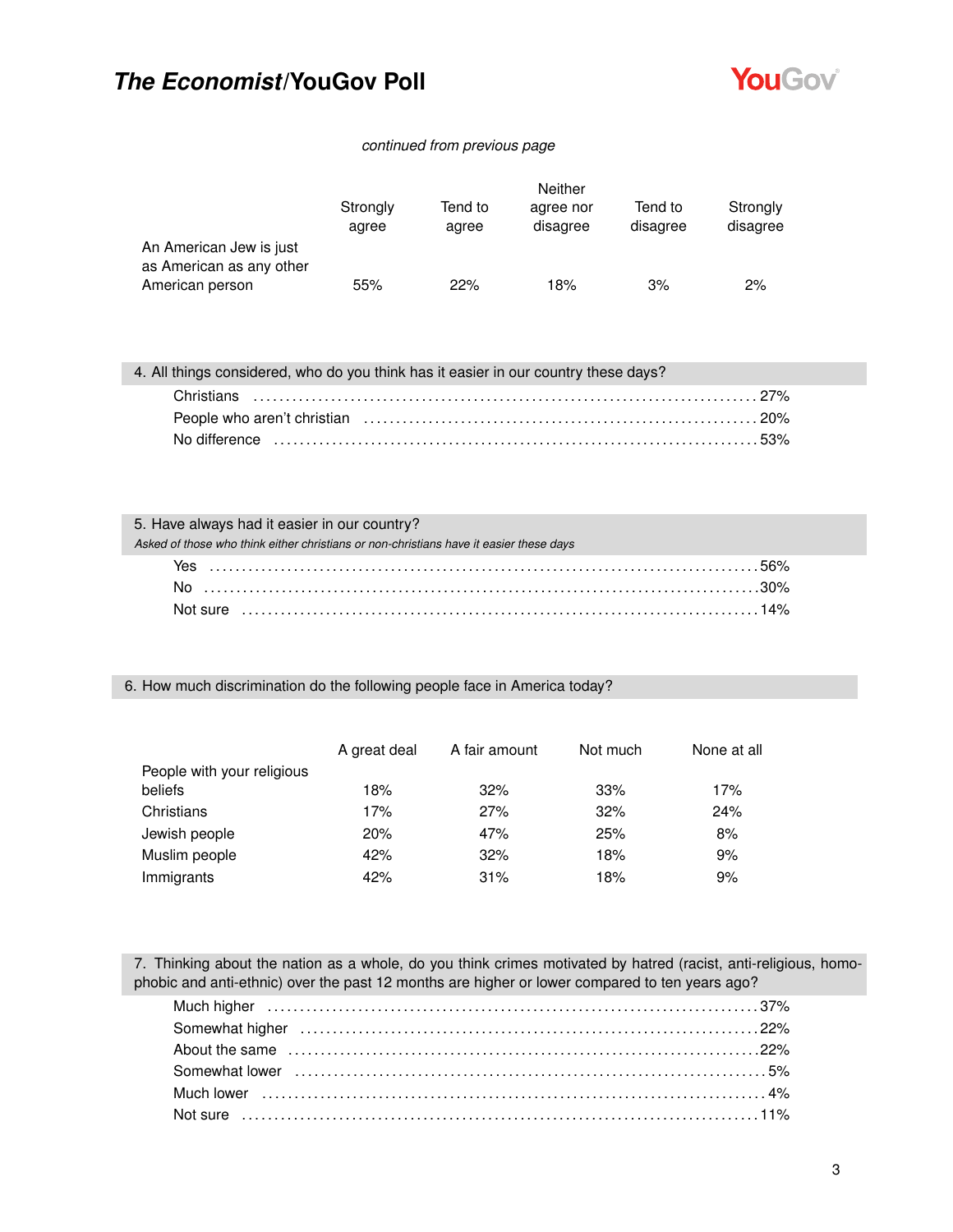*continued from previous page*

| | Strongly agree | Tend to agree | Neither agree nor disagree | Tend to disagree | Strongly disagree |
|---|---|---|---|---|---|
| An American Jew is just as American as any other American person | 55% | 22% | 18% | 3% | 2% |

**4. All things considered, who do you think has it easier in our country these days?**

| | |
|---|---|
| Christians | 27% |
| People who aren't christian | 20% |
| No difference | 53% |

**5. Have always had it easier in our country?**
*Asked of those who think either christians or non-christians have it easier these days*

| | |
|---|---|
| Yes | 56% |
| No | 30% |
| Not sure | 14% |

**6. How much discrimination do the following people face in America today?**

| | A great deal | A fair amount | Not much | None at all |
|---|---|---|---|---|
| People with your religious beliefs | 18% | 32% | 33% | 17% |
| Christians | 17% | 27% | 32% | 24% |
| Jewish people | 20% | 47% | 25% | 8% |
| Muslim people | 42% | 32% | 18% | 9% |
| Immigrants | 42% | 31% | 18% | 9% |

**7. Thinking about the nation as a whole, do you think crimes motivated by hatred (racist, anti-religious, homophobic and anti-ethnic) over the past 12 months are higher or lower compared to ten years ago?**

| | |
|---|---|
| Much higher | 37% |
| Somewhat higher | 22% |
| About the same | 22% |
| Somewhat lower | 5% |
| Much lower | 4% |
| Not sure | 11% |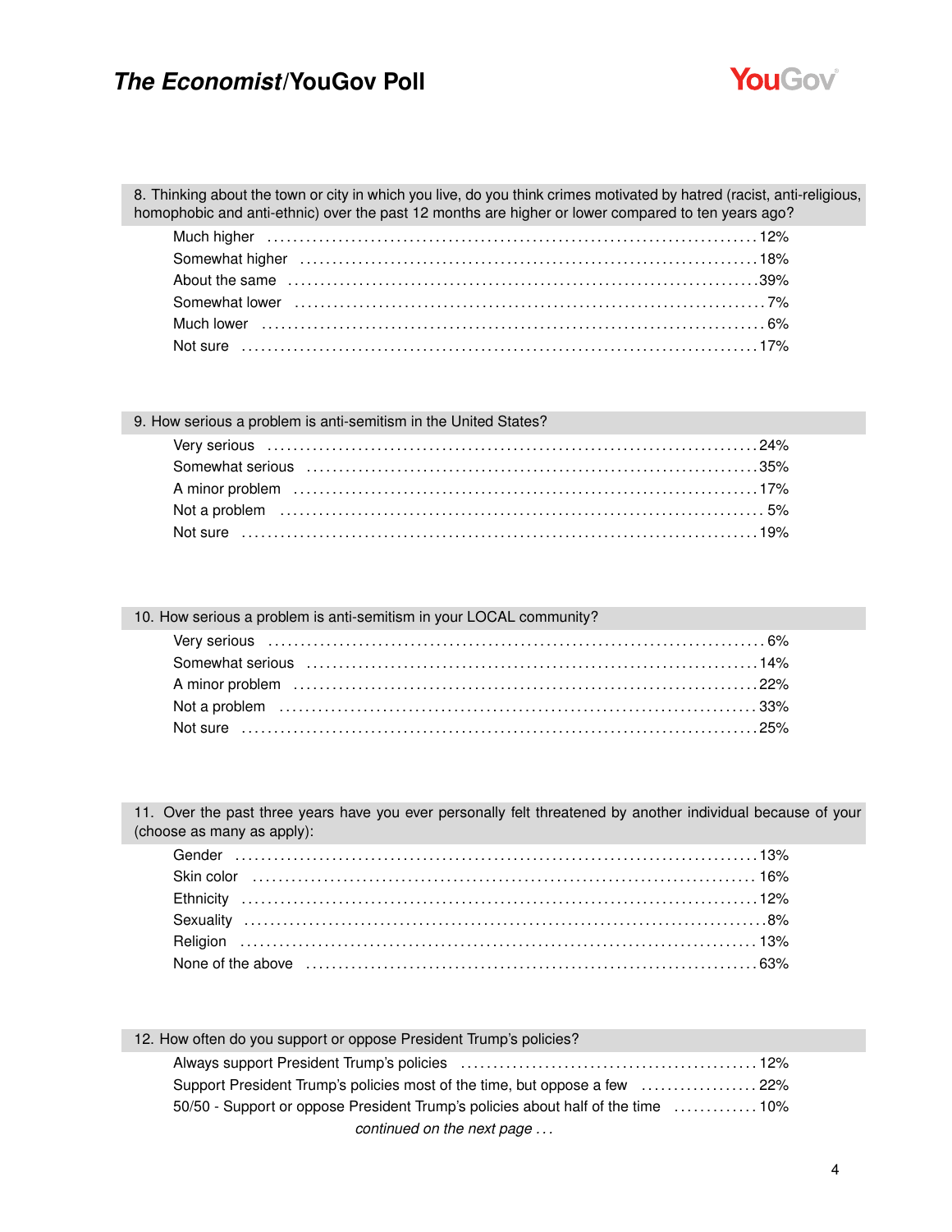8. Thinking about the town or city in which you live, do you think crimes motivated by hatred (racist, anti-religious, homophobic and anti-ethnic) over the past 12 months are higher or lower compared to ten years ago?

| Response | % |
|---|---|
| Much higher | 12% |
| Somewhat higher | 18% |
| About the same | 39% |
| Somewhat lower | 7% |
| Much lower | 6% |
| Not sure | 17% |

9. How serious a problem is anti-semitism in the United States?

| Response | % |
|---|---|
| Very serious | 24% |
| Somewhat serious | 35% |
| A minor problem | 17% |
| Not a problem | 5% |
| Not sure | 19% |

10. How serious a problem is anti-semitism in your LOCAL community?

| Response | % |
|---|---|
| Very serious | 6% |
| Somewhat serious | 14% |
| A minor problem | 22% |
| Not a problem | 33% |
| Not sure | 25% |

11. Over the past three years have you ever personally felt threatened by another individual because of your (choose as many as apply):

| Response | % |
|---|---|
| Gender | 13% |
| Skin color | 16% |
| Ethnicity | 12% |
| Sexuality | 8% |
| Religion | 13% |
| None of the above | 63% |

12. How often do you support or oppose President Trump's policies?

| Response | % |
|---|---|
| Always support President Trump's policies | 12% |
| Support President Trump's policies most of the time, but oppose a few | 22% |
| 50/50 - Support or oppose President Trump's policies about half of the time | 10% |

*continued on the next page . . .*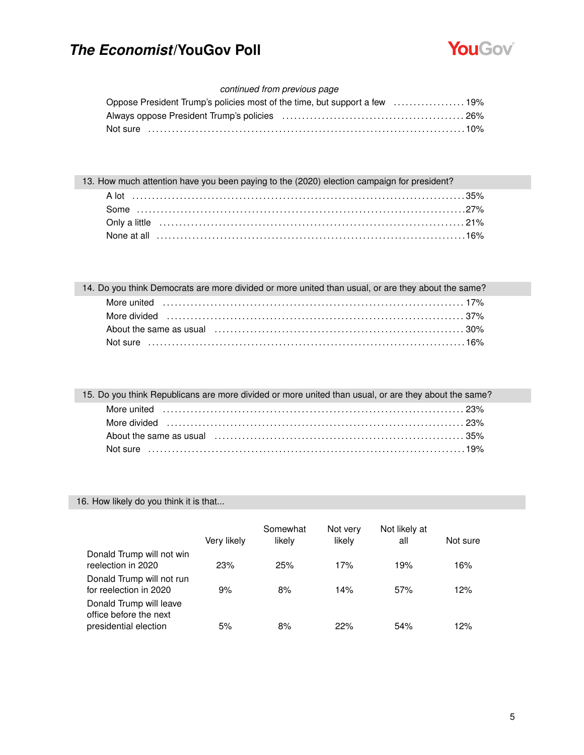*continued from previous page*

| | |
|---|---|
| Oppose President Trump's policies most of the time, but support a few | 19% |
| Always oppose President Trump's policies | 26% |
| Not sure | 10% |

### 13. How much attention have you been paying to the (2020) election campaign for president?

| | |
|---|---|
| A lot | 35% |
| Some | 27% |
| Only a little | 21% |
| None at all | 16% |

### 14. Do you think Democrats are more divided or more united than usual, or are they about the same?

| | |
|---|---|
| More united | 17% |
| More divided | 37% |
| About the same as usual | 30% |
| Not sure | 16% |

### 15. Do you think Republicans are more divided or more united than usual, or are they about the same?

| | |
|---|---|
| More united | 23% |
| More divided | 23% |
| About the same as usual | 35% |
| Not sure | 19% |

### 16. How likely do you think it is that...

| | Very likely | Somewhat likely | Not very likely | Not likely at all | Not sure |
|---|---|---|---|---|---|
| Donald Trump will not win reelection in 2020 | 23% | 25% | 17% | 19% | 16% |
| Donald Trump will not run for reelection in 2020 | 9% | 8% | 14% | 57% | 12% |
| Donald Trump will leave office before the next presidential election | 5% | 8% | 22% | 54% | 12% |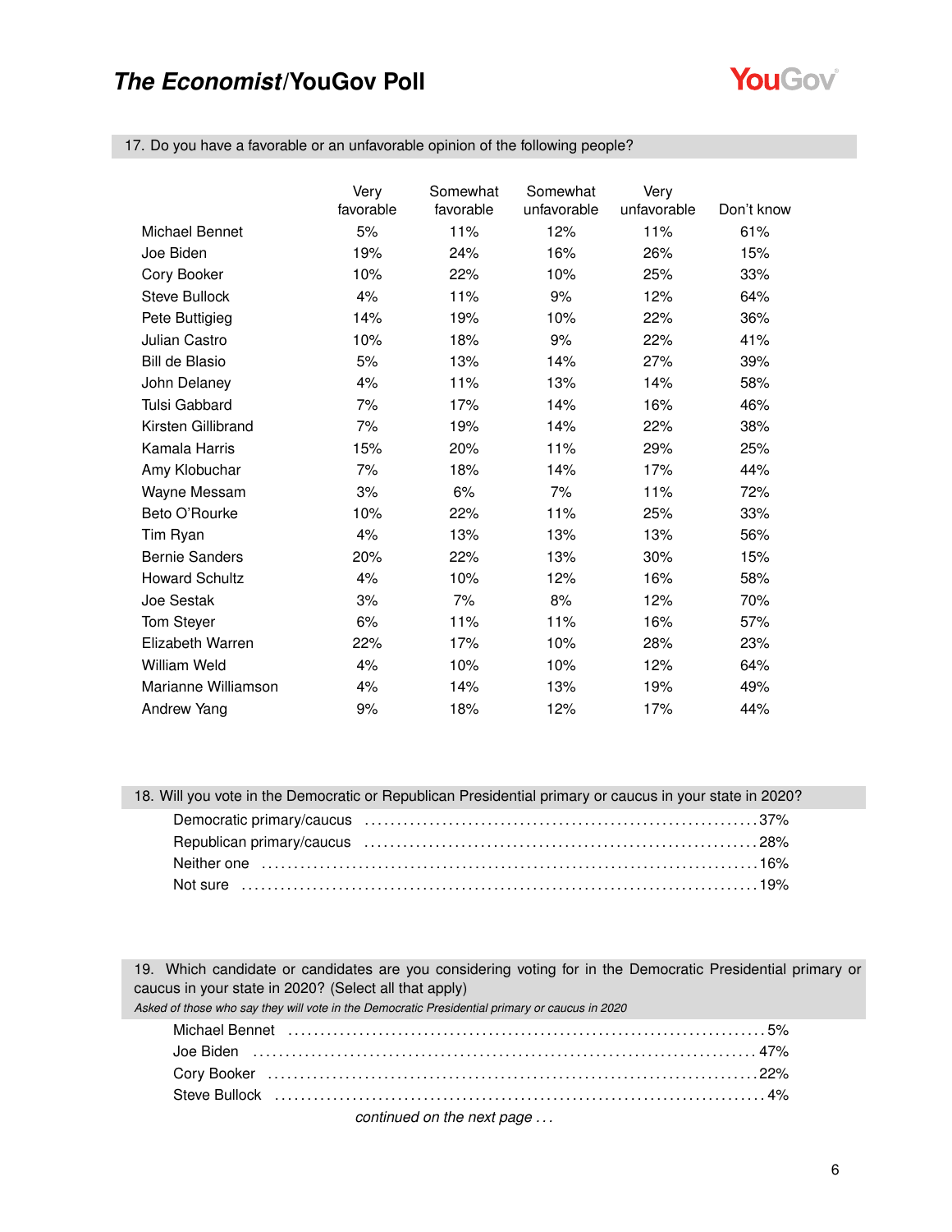### 17. Do you have a favorable or an unfavorable opinion of the following people?

| | Very favorable | Somewhat favorable | Somewhat unfavorable | Very unfavorable | Don't know |
|---|---|---|---|---|---|
| Michael Bennet | 5% | 11% | 12% | 11% | 61% |
| Joe Biden | 19% | 24% | 16% | 26% | 15% |
| Cory Booker | 10% | 22% | 10% | 25% | 33% |
| Steve Bullock | 4% | 11% | 9% | 12% | 64% |
| Pete Buttigieg | 14% | 19% | 10% | 22% | 36% |
| Julian Castro | 10% | 18% | 9% | 22% | 41% |
| Bill de Blasio | 5% | 13% | 14% | 27% | 39% |
| John Delaney | 4% | 11% | 13% | 14% | 58% |
| Tulsi Gabbard | 7% | 17% | 14% | 16% | 46% |
| Kirsten Gillibrand | 7% | 19% | 14% | 22% | 38% |
| Kamala Harris | 15% | 20% | 11% | 29% | 25% |
| Amy Klobuchar | 7% | 18% | 14% | 17% | 44% |
| Wayne Messam | 3% | 6% | 7% | 11% | 72% |
| Beto O'Rourke | 10% | 22% | 11% | 25% | 33% |
| Tim Ryan | 4% | 13% | 13% | 13% | 56% |
| Bernie Sanders | 20% | 22% | 13% | 30% | 15% |
| Howard Schultz | 4% | 10% | 12% | 16% | 58% |
| Joe Sestak | 3% | 7% | 8% | 12% | 70% |
| Tom Steyer | 6% | 11% | 11% | 16% | 57% |
| Elizabeth Warren | 22% | 17% | 10% | 28% | 23% |
| William Weld | 4% | 10% | 10% | 12% | 64% |
| Marianne Williamson | 4% | 14% | 13% | 19% | 49% |
| Andrew Yang | 9% | 18% | 12% | 17% | 44% |

### 18. Will you vote in the Democratic or Republican Presidential primary or caucus in your state in 2020?

| | |
|---|---|
| Democratic primary/caucus | 37% |
| Republican primary/caucus | 28% |
| Neither one | 16% |
| Not sure | 19% |

### 19. Which candidate or candidates are you considering voting for in the Democratic Presidential primary or caucus in your state in 2020? (Select all that apply)

*Asked of those who say they will vote in the Democratic Presidential primary or caucus in 2020*

| | |
|---|---|
| Michael Bennet | 5% |
| Joe Biden | 47% |
| Cory Booker | 22% |
| Steve Bullock | 4% |

*continued on the next page . . .*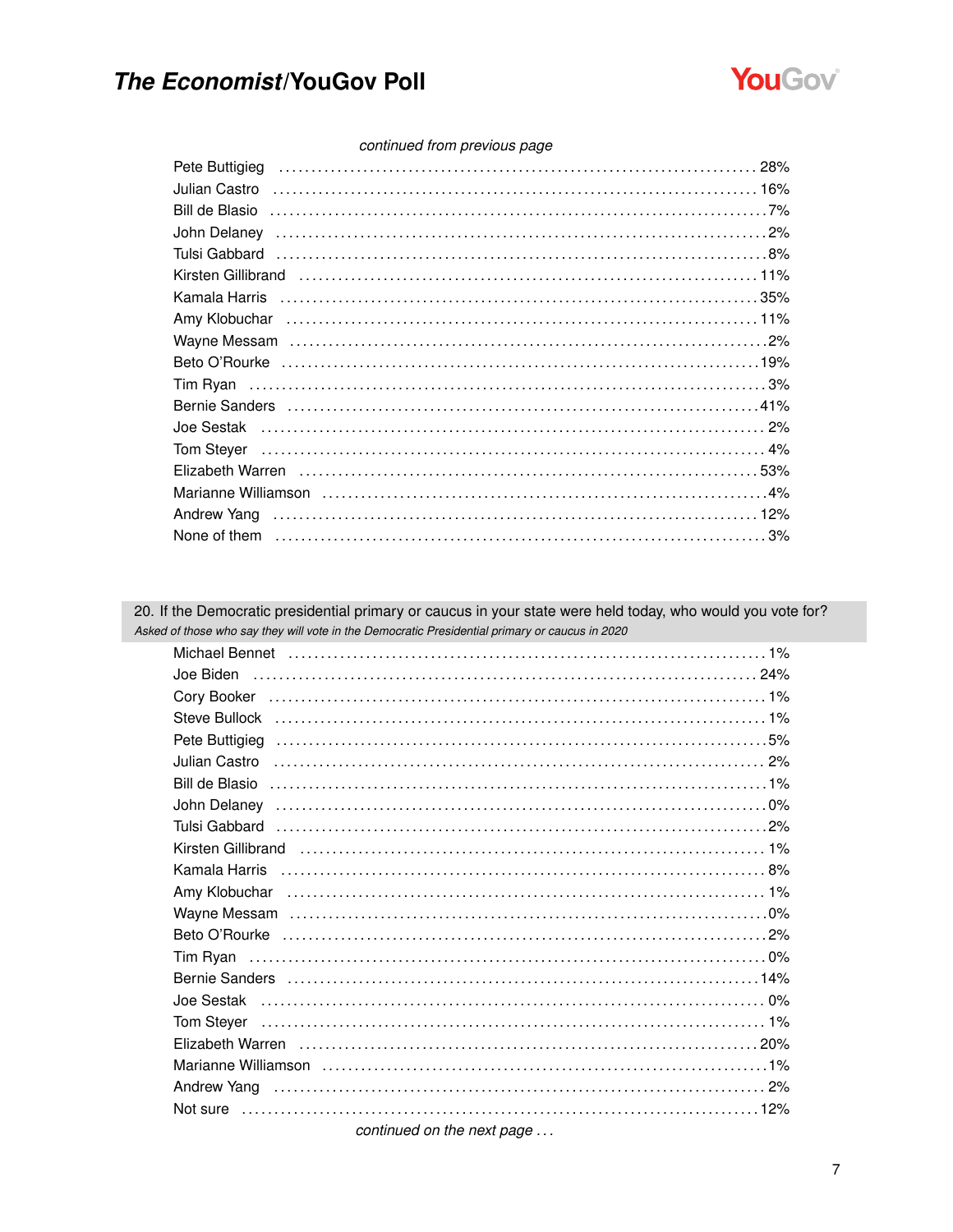*continued from previous page*

| | |
|---|---|
| Pete Buttigieg | 28% |
| Julian Castro | 16% |
| Bill de Blasio | 7% |
| John Delaney | 2% |
| Tulsi Gabbard | 8% |
| Kirsten Gillibrand | 11% |
| Kamala Harris | 35% |
| Amy Klobuchar | 11% |
| Wayne Messam | 2% |
| Beto O'Rourke | 19% |
| Tim Ryan | 3% |
| Bernie Sanders | 41% |
| Joe Sestak | 2% |
| Tom Steyer | 4% |
| Elizabeth Warren | 53% |
| Marianne Williamson | 4% |
| Andrew Yang | 12% |
| None of them | 3% |

## 20. If the Democratic presidential primary or caucus in your state were held today, who would you vote for?

*Asked of those who say they will vote in the Democratic Presidential primary or caucus in 2020*

| | |
|---|---|
| Michael Bennet | 1% |
| Joe Biden | 24% |
| Cory Booker | 1% |
| Steve Bullock | 1% |
| Pete Buttigieg | 5% |
| Julian Castro | 2% |
| Bill de Blasio | 1% |
| John Delaney | 0% |
| Tulsi Gabbard | 2% |
| Kirsten Gillibrand | 1% |
| Kamala Harris | 8% |
| Amy Klobuchar | 1% |
| Wayne Messam | 0% |
| Beto O'Rourke | 2% |
| Tim Ryan | 0% |
| Bernie Sanders | 14% |
| Joe Sestak | 0% |
| Tom Steyer | 1% |
| Elizabeth Warren | 20% |
| Marianne Williamson | 1% |
| Andrew Yang | 2% |
| Not sure | 12% |

*continued on the next page . . .*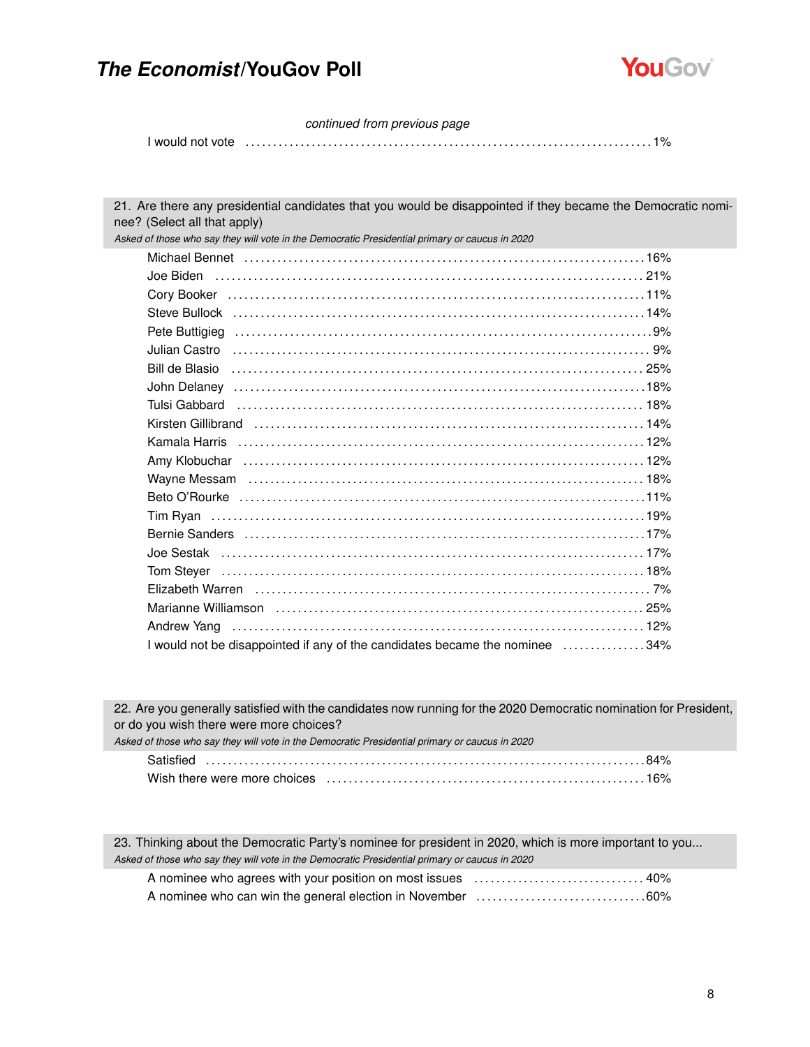*continued from previous page*

| | |
|---|---|
| I would not vote | 1% |

**21. Are there any presidential candidates that you would be disappointed if they became the Democratic nominee? (Select all that apply)**

*Asked of those who say they will vote in the Democratic Presidential primary or caucus in 2020*

| | |
|---|---|
| Michael Bennet | 16% |
| Joe Biden | 21% |
| Cory Booker | 11% |
| Steve Bullock | 14% |
| Pete Buttigieg | 9% |
| Julian Castro | 9% |
| Bill de Blasio | 25% |
| John Delaney | 18% |
| Tulsi Gabbard | 18% |
| Kirsten Gillibrand | 14% |
| Kamala Harris | 12% |
| Amy Klobuchar | 12% |
| Wayne Messam | 18% |
| Beto O'Rourke | 11% |
| Tim Ryan | 19% |
| Bernie Sanders | 17% |
| Joe Sestak | 17% |
| Tom Steyer | 18% |
| Elizabeth Warren | 7% |
| Marianne Williamson | 25% |
| Andrew Yang | 12% |
| I would not be disappointed if any of the candidates became the nominee | 34% |

**22. Are you generally satisfied with the candidates now running for the 2020 Democratic nomination for President, or do you wish there were more choices?**

*Asked of those who say they will vote in the Democratic Presidential primary or caucus in 2020*

| | |
|---|---|
| Satisfied | 84% |
| Wish there were more choices | 16% |

**23. Thinking about the Democratic Party's nominee for president in 2020, which is more important to you...**

*Asked of those who say they will vote in the Democratic Presidential primary or caucus in 2020*

| | |
|---|---|
| A nominee who agrees with your position on most issues | 40% |
| A nominee who can win the general election in November | 60% |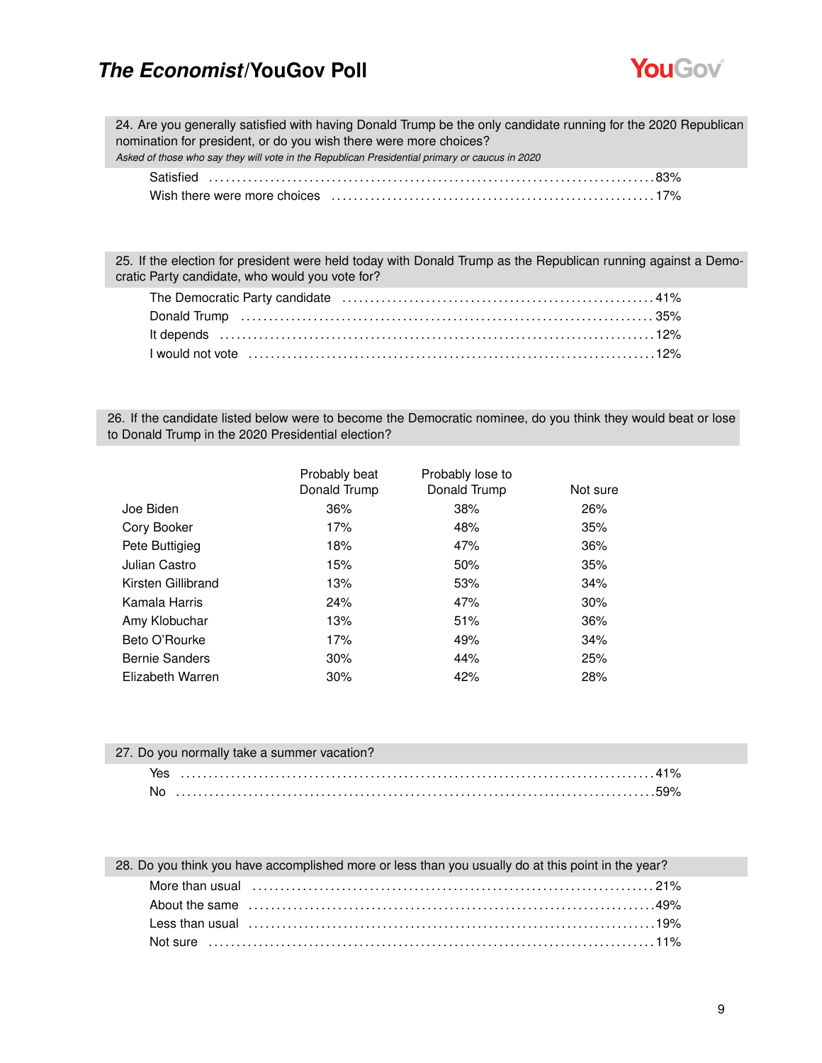24. Are you generally satisfied with having Donald Trump be the only candidate running for the 2020 Republican nomination for president, or do you wish there were more choices?
*Asked of those who say they will vote in the Republican Presidential primary or caucus in 2020*

| Response | % |
|---|---|
| Satisfied | 83% |
| Wish there were more choices | 17% |

25. If the election for president were held today with Donald Trump as the Republican running against a Democratic Party candidate, who would you vote for?

| Response | % |
|---|---|
| The Democratic Party candidate | 41% |
| Donald Trump | 35% |
| It depends | 12% |
| I would not vote | 12% |

26. If the candidate listed below were to become the Democratic nominee, do you think they would beat or lose to Donald Trump in the 2020 Presidential election?

| | Probably beat Donald Trump | Probably lose to Donald Trump | Not sure |
|---|---|---|---|
| Joe Biden | 36% | 38% | 26% |
| Cory Booker | 17% | 48% | 35% |
| Pete Buttigieg | 18% | 47% | 36% |
| Julian Castro | 15% | 50% | 35% |
| Kirsten Gillibrand | 13% | 53% | 34% |
| Kamala Harris | 24% | 47% | 30% |
| Amy Klobuchar | 13% | 51% | 36% |
| Beto O'Rourke | 17% | 49% | 34% |
| Bernie Sanders | 30% | 44% | 25% |
| Elizabeth Warren | 30% | 42% | 28% |

27. Do you normally take a summer vacation?

| Response | % |
|---|---|
| Yes | 41% |
| No | 59% |

28. Do you think you have accomplished more or less than you usually do at this point in the year?

| Response | % |
|---|---|
| More than usual | 21% |
| About the same | 49% |
| Less than usual | 19% |
| Not sure | 11% |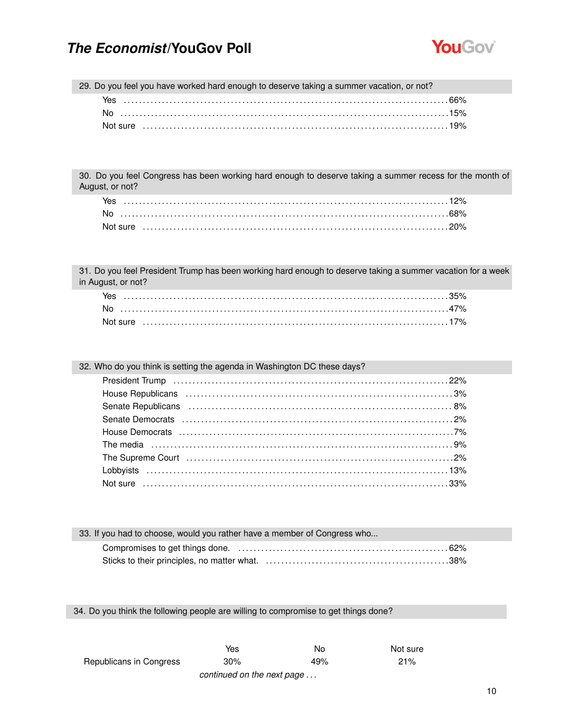### 29. Do you feel you have worked hard enough to deserve taking a summer vacation, or not?

| | |
|---|---|
| Yes | 66% |
| No | 15% |
| Not sure | 19% |

### 30. Do you feel Congress has been working hard enough to deserve taking a summer recess for the month of August, or not?

| | |
|---|---|
| Yes | 12% |
| No | 68% |
| Not sure | 20% |

### 31. Do you feel President Trump has been working hard enough to deserve taking a summer vacation for a week in August, or not?

| | |
|---|---|
| Yes | 35% |
| No | 47% |
| Not sure | 17% |

### 32. Who do you think is setting the agenda in Washington DC these days?

| | |
|---|---|
| President Trump | 22% |
| House Republicans | 3% |
| Senate Republicans | 8% |
| Senate Democrats | 2% |
| House Democrats | 7% |
| The media | 9% |
| The Supreme Court | 2% |
| Lobbyists | 13% |
| Not sure | 33% |

### 33. If you had to choose, would you rather have a member of Congress who...

| | |
|---|---|
| Compromises to get things done. | 62% |
| Sticks to their principles, no matter what. | 38% |

### 34. Do you think the following people are willing to compromise to get things done?

| | Yes | No | Not sure |
|---|---|---|---|
| Republicans in Congress | 30% | 49% | 21% |

*continued on the next page . . .*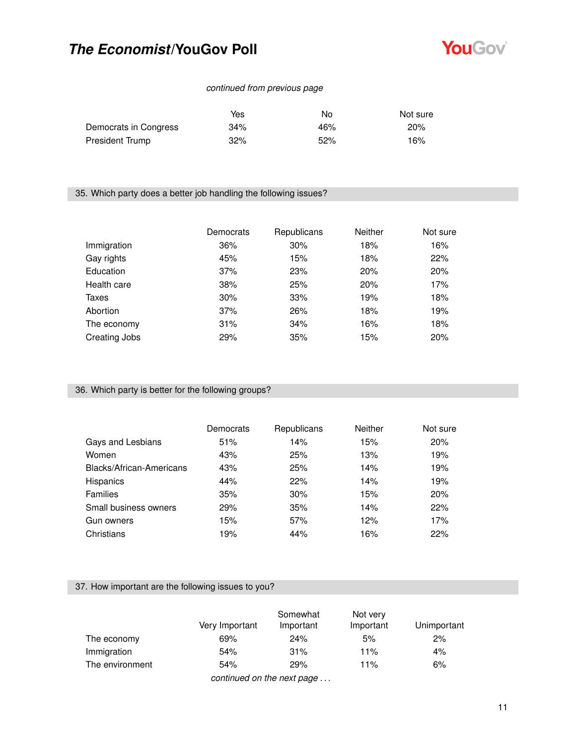*continued from previous page*

| | Yes | No | Not sure |
|---|---|---|---|
| Democrats in Congress | 34% | 46% | 20% |
| President Trump | 32% | 52% | 16% |

## 35. Which party does a better job handling the following issues?

| | Democrats | Republicans | Neither | Not sure |
|---|---|---|---|---|
| Immigration | 36% | 30% | 18% | 16% |
| Gay rights | 45% | 15% | 18% | 22% |
| Education | 37% | 23% | 20% | 20% |
| Health care | 38% | 25% | 20% | 17% |
| Taxes | 30% | 33% | 19% | 18% |
| Abortion | 37% | 26% | 18% | 19% |
| The economy | 31% | 34% | 16% | 18% |
| Creating Jobs | 29% | 35% | 15% | 20% |

## 36. Which party is better for the following groups?

| | Democrats | Republicans | Neither | Not sure |
|---|---|---|---|---|
| Gays and Lesbians | 51% | 14% | 15% | 20% |
| Women | 43% | 25% | 13% | 19% |
| Blacks/African-Americans | 43% | 25% | 14% | 19% |
| Hispanics | 44% | 22% | 14% | 19% |
| Families | 35% | 30% | 15% | 20% |
| Small business owners | 29% | 35% | 14% | 22% |
| Gun owners | 15% | 57% | 12% | 17% |
| Christians | 19% | 44% | 16% | 22% |

## 37. How important are the following issues to you?

| | Very Important | Somewhat Important | Not very Important | Unimportant |
|---|---|---|---|---|
| The economy | 69% | 24% | 5% | 2% |
| Immigration | 54% | 31% | 11% | 4% |
| The environment | 54% | 29% | 11% | 6% |

*continued on the next page . . .*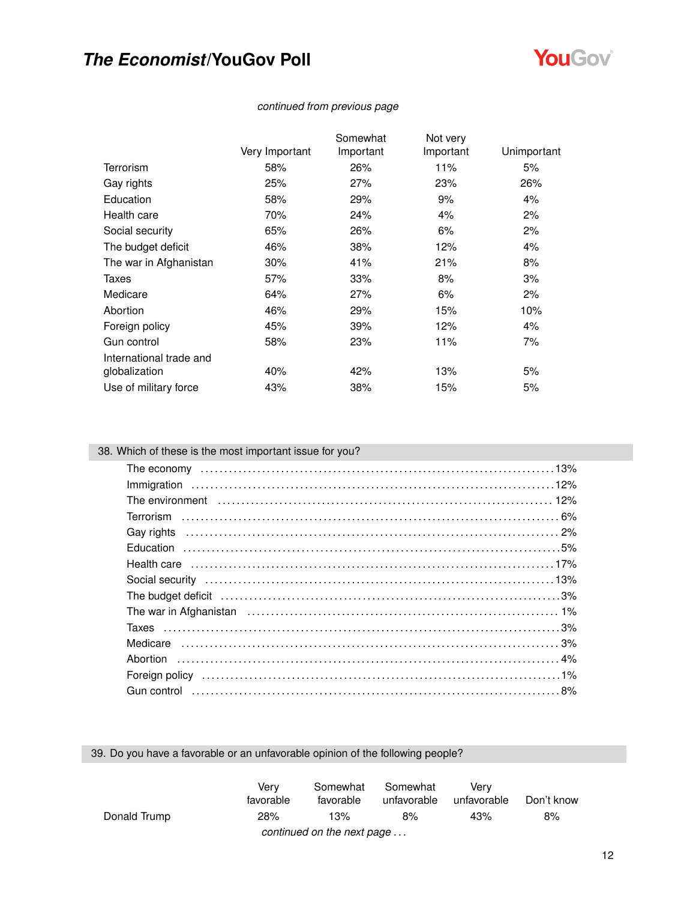*continued from previous page*

| | Very Important | Somewhat Important | Not very Important | Unimportant |
|---|---|---|---|---|
| Terrorism | 58% | 26% | 11% | 5% |
| Gay rights | 25% | 27% | 23% | 26% |
| Education | 58% | 29% | 9% | 4% |
| Health care | 70% | 24% | 4% | 2% |
| Social security | 65% | 26% | 6% | 2% |
| The budget deficit | 46% | 38% | 12% | 4% |
| The war in Afghanistan | 30% | 41% | 21% | 8% |
| Taxes | 57% | 33% | 8% | 3% |
| Medicare | 64% | 27% | 6% | 2% |
| Abortion | 46% | 29% | 15% | 10% |
| Foreign policy | 45% | 39% | 12% | 4% |
| Gun control | 58% | 23% | 11% | 7% |
| International trade and globalization | 40% | 42% | 13% | 5% |
| Use of military force | 43% | 38% | 15% | 5% |

## 38. Which of these is the most important issue for you?

| | |
|---|---|
| The economy | 13% |
| Immigration | 12% |
| The environment | 12% |
| Terrorism | 6% |
| Gay rights | 2% |
| Education | 5% |
| Health care | 17% |
| Social security | 13% |
| The budget deficit | 3% |
| The war in Afghanistan | 1% |
| Taxes | 3% |
| Medicare | 3% |
| Abortion | 4% |
| Foreign policy | 1% |
| Gun control | 8% |

## 39. Do you have a favorable or an unfavorable opinion of the following people?

| | Very favorable | Somewhat favorable | Somewhat unfavorable | Very unfavorable | Don't know |
|---|---|---|---|---|---|
| Donald Trump | 28% | 13% | 8% | 43% | 8% |

*continued on the next page . . .*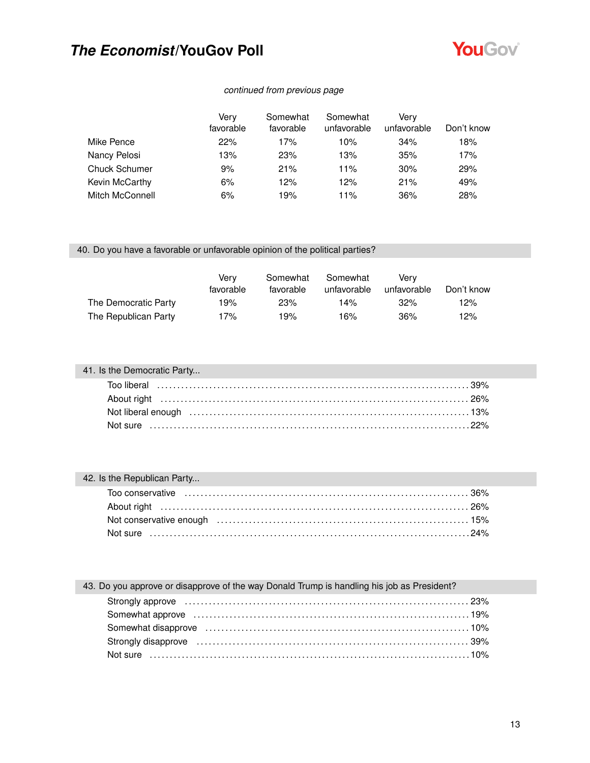*continued from previous page*

| | Very favorable | Somewhat favorable | Somewhat unfavorable | Very unfavorable | Don't know |
|---|---|---|---|---|---|
| Mike Pence | 22% | 17% | 10% | 34% | 18% |
| Nancy Pelosi | 13% | 23% | 13% | 35% | 17% |
| Chuck Schumer | 9% | 21% | 11% | 30% | 29% |
| Kevin McCarthy | 6% | 12% | 12% | 21% | 49% |
| Mitch McConnell | 6% | 19% | 11% | 36% | 28% |

## 40. Do you have a favorable or unfavorable opinion of the political parties?

| | Very favorable | Somewhat favorable | Somewhat unfavorable | Very unfavorable | Don't know |
|---|---|---|---|---|---|
| The Democratic Party | 19% | 23% | 14% | 32% | 12% |
| The Republican Party | 17% | 19% | 16% | 36% | 12% |

## 41. Is the Democratic Party...

| Response | % |
|---|---|
| Too liberal | 39% |
| About right | 26% |
| Not liberal enough | 13% |
| Not sure | 22% |

## 42. Is the Republican Party...

| Response | % |
|---|---|
| Too conservative | 36% |
| About right | 26% |
| Not conservative enough | 15% |
| Not sure | 24% |

## 43. Do you approve or disapprove of the way Donald Trump is handling his job as President?

| Response | % |
|---|---|
| Strongly approve | 23% |
| Somewhat approve | 19% |
| Somewhat disapprove | 10% |
| Strongly disapprove | 39% |
| Not sure | 10% |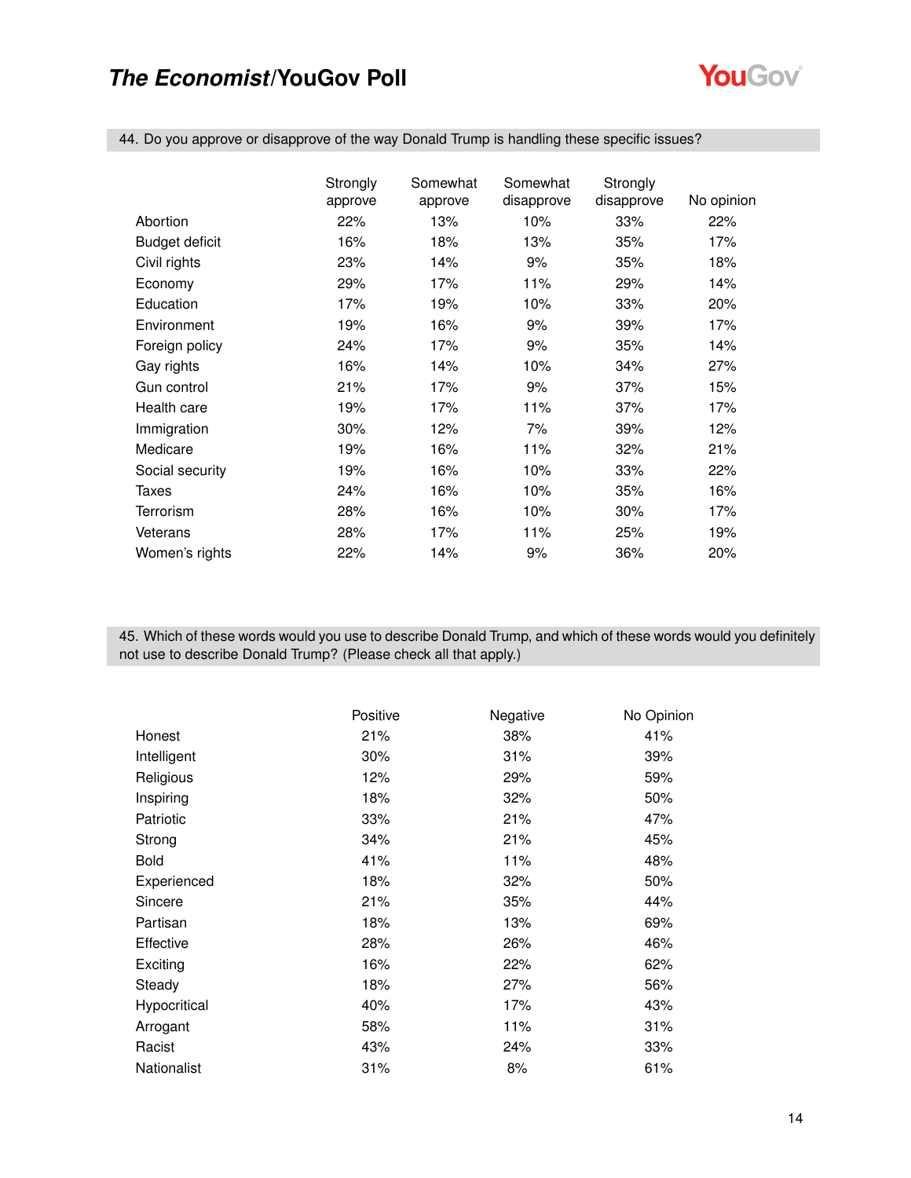## *The Economist*/YouGov Poll

44. Do you approve or disapprove of the way Donald Trump is handling these specific issues?

| | Strongly approve | Somewhat approve | Somewhat disapprove | Strongly disapprove | No opinion |
|---|---|---|---|---|---|
| Abortion | 22% | 13% | 10% | 33% | 22% |
| Budget deficit | 16% | 18% | 13% | 35% | 17% |
| Civil rights | 23% | 14% | 9% | 35% | 18% |
| Economy | 29% | 17% | 11% | 29% | 14% |
| Education | 17% | 19% | 10% | 33% | 20% |
| Environment | 19% | 16% | 9% | 39% | 17% |
| Foreign policy | 24% | 17% | 9% | 35% | 14% |
| Gay rights | 16% | 14% | 10% | 34% | 27% |
| Gun control | 21% | 17% | 9% | 37% | 15% |
| Health care | 19% | 17% | 11% | 37% | 17% |
| Immigration | 30% | 12% | 7% | 39% | 12% |
| Medicare | 19% | 16% | 11% | 32% | 21% |
| Social security | 19% | 16% | 10% | 33% | 22% |
| Taxes | 24% | 16% | 10% | 35% | 16% |
| Terrorism | 28% | 16% | 10% | 30% | 17% |
| Veterans | 28% | 17% | 11% | 25% | 19% |
| Women's rights | 22% | 14% | 9% | 36% | 20% |

45. Which of these words would you use to describe Donald Trump, and which of these words would you definitely not use to describe Donald Trump? (Please check all that apply.)

| | Positive | Negative | No Opinion |
|---|---|---|---|
| Honest | 21% | 38% | 41% |
| Intelligent | 30% | 31% | 39% |
| Religious | 12% | 29% | 59% |
| Inspiring | 18% | 32% | 50% |
| Patriotic | 33% | 21% | 47% |
| Strong | 34% | 21% | 45% |
| Bold | 41% | 11% | 48% |
| Experienced | 18% | 32% | 50% |
| Sincere | 21% | 35% | 44% |
| Partisan | 18% | 13% | 69% |
| Effective | 28% | 26% | 46% |
| Exciting | 16% | 22% | 62% |
| Steady | 18% | 27% | 56% |
| Hypocritical | 40% | 17% | 43% |
| Arrogant | 58% | 11% | 31% |
| Racist | 43% | 24% | 33% |
| Nationalist | 31% | 8% | 61% |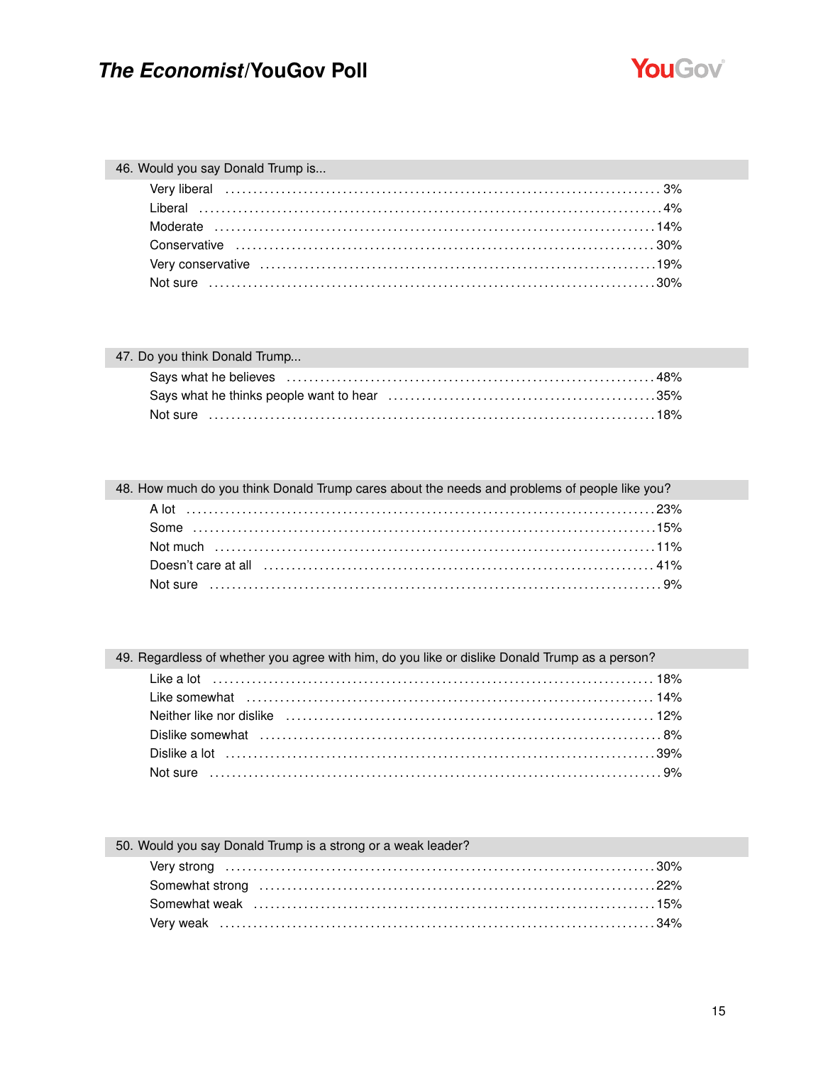### 46. Would you say Donald Trump is...

| | |
|---|---|
| Very liberal | 3% |
| Liberal | 4% |
| Moderate | 14% |
| Conservative | 30% |
| Very conservative | 19% |
| Not sure | 30% |

### 47. Do you think Donald Trump...

| | |
|---|---|
| Says what he believes | 48% |
| Says what he thinks people want to hear | 35% |
| Not sure | 18% |

### 48. How much do you think Donald Trump cares about the needs and problems of people like you?

| | |
|---|---|
| A lot | 23% |
| Some | 15% |
| Not much | 11% |
| Doesn't care at all | 41% |
| Not sure | 9% |

### 49. Regardless of whether you agree with him, do you like or dislike Donald Trump as a person?

| | |
|---|---|
| Like a lot | 18% |
| Like somewhat | 14% |
| Neither like nor dislike | 12% |
| Dislike somewhat | 8% |
| Dislike a lot | 39% |
| Not sure | 9% |

### 50. Would you say Donald Trump is a strong or a weak leader?

| | |
|---|---|
| Very strong | 30% |
| Somewhat strong | 22% |
| Somewhat weak | 15% |
| Very weak | 34% |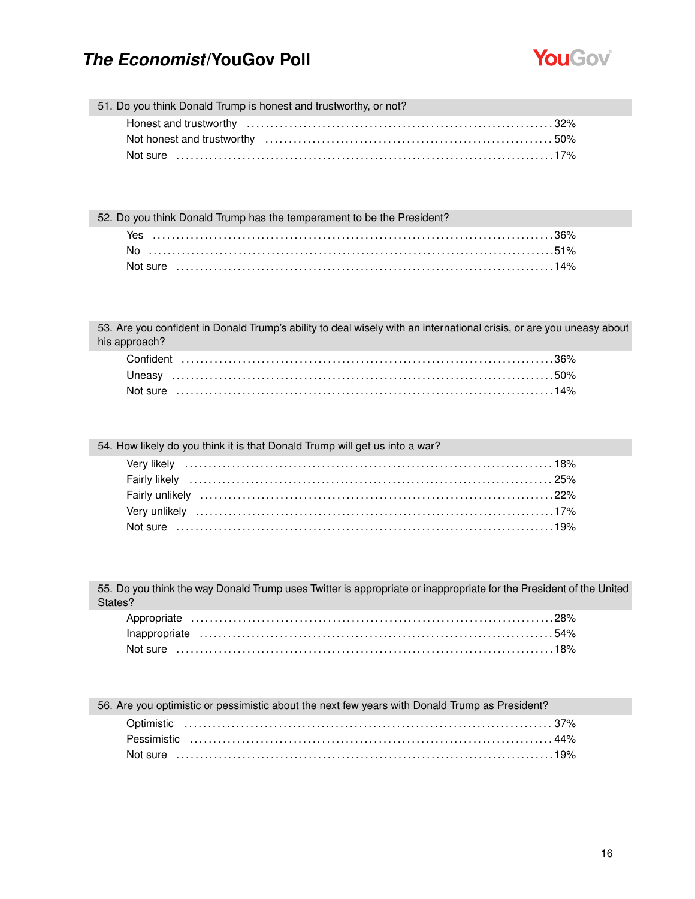## 51. Do you think Donald Trump is honest and trustworthy, or not?

| Response | % |
|---|---|
| Honest and trustworthy | 32% |
| Not honest and trustworthy | 50% |
| Not sure | 17% |

## 52. Do you think Donald Trump has the temperament to be the President?

| Response | % |
|---|---|
| Yes | 36% |
| No | 51% |
| Not sure | 14% |

## 53. Are you confident in Donald Trump's ability to deal wisely with an international crisis, or are you uneasy about his approach?

| Response | % |
|---|---|
| Confident | 36% |
| Uneasy | 50% |
| Not sure | 14% |

## 54. How likely do you think it is that Donald Trump will get us into a war?

| Response | % |
|---|---|
| Very likely | 18% |
| Fairly likely | 25% |
| Fairly unlikely | 22% |
| Very unlikely | 17% |
| Not sure | 19% |

## 55. Do you think the way Donald Trump uses Twitter is appropriate or inappropriate for the President of the United States?

| Response | % |
|---|---|
| Appropriate | 28% |
| Inappropriate | 54% |
| Not sure | 18% |

## 56. Are you optimistic or pessimistic about the next few years with Donald Trump as President?

| Response | % |
|---|---|
| Optimistic | 37% |
| Pessimistic | 44% |
| Not sure | 19% |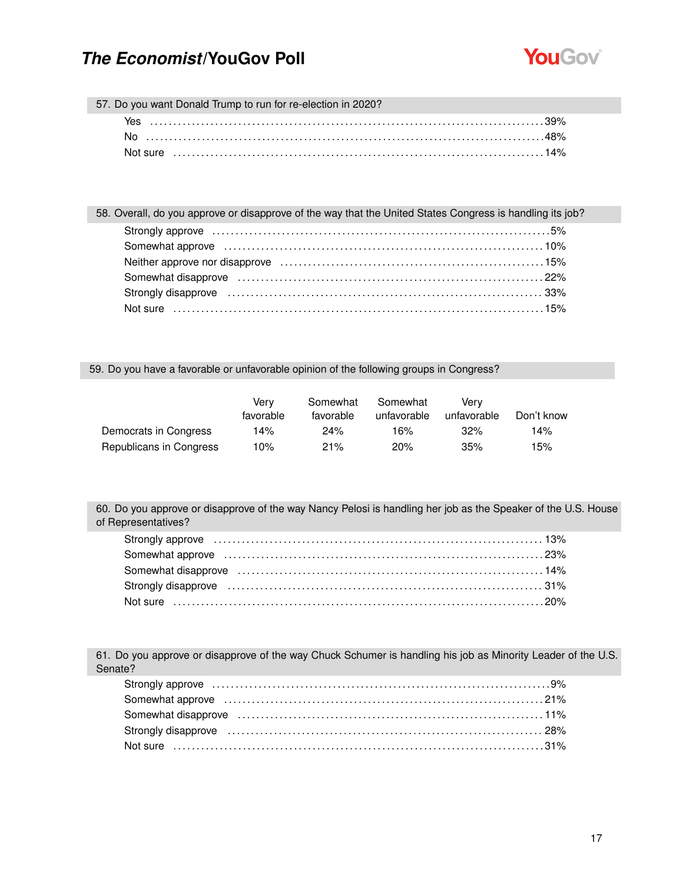## 57. Do you want Donald Trump to run for re-election in 2020?

| Response | % |
|---|---|
| Yes | 39% |
| No | 48% |
| Not sure | 14% |

## 58. Overall, do you approve or disapprove of the way that the United States Congress is handling its job?

| Response | % |
|---|---|
| Strongly approve | 5% |
| Somewhat approve | 10% |
| Neither approve nor disapprove | 15% |
| Somewhat disapprove | 22% |
| Strongly disapprove | 33% |
| Not sure | 15% |

## 59. Do you have a favorable or unfavorable opinion of the following groups in Congress?

| | Very favorable | Somewhat favorable | Somewhat unfavorable | Very unfavorable | Don't know |
|---|---|---|---|---|---|
| Democrats in Congress | 14% | 24% | 16% | 32% | 14% |
| Republicans in Congress | 10% | 21% | 20% | 35% | 15% |

## 60. Do you approve or disapprove of the way Nancy Pelosi is handling her job as the Speaker of the U.S. House of Representatives?

| Response | % |
|---|---|
| Strongly approve | 13% |
| Somewhat approve | 23% |
| Somewhat disapprove | 14% |
| Strongly disapprove | 31% |
| Not sure | 20% |

## 61. Do you approve or disapprove of the way Chuck Schumer is handling his job as Minority Leader of the U.S. Senate?

| Response | % |
|---|---|
| Strongly approve | 9% |
| Somewhat approve | 21% |
| Somewhat disapprove | 11% |
| Strongly disapprove | 28% |
| Not sure | 31% |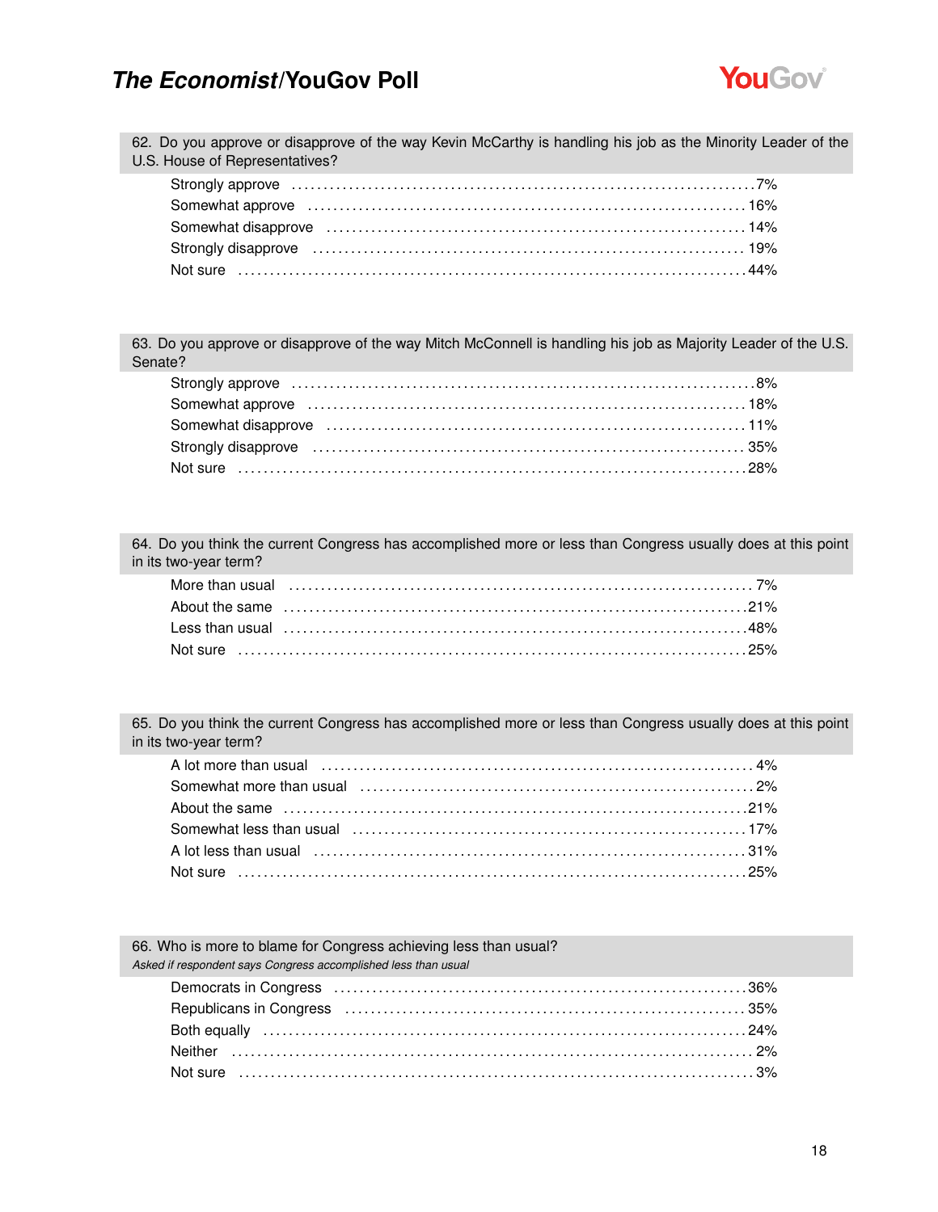**62. Do you approve or disapprove of the way Kevin McCarthy is handling his job as the Minority Leader of the U.S. House of Representatives?**

| | |
|---|---|
| Strongly approve | 7% |
| Somewhat approve | 16% |
| Somewhat disapprove | 14% |
| Strongly disapprove | 19% |
| Not sure | 44% |

**63. Do you approve or disapprove of the way Mitch McConnell is handling his job as Majority Leader of the U.S. Senate?**

| | |
|---|---|
| Strongly approve | 8% |
| Somewhat approve | 18% |
| Somewhat disapprove | 11% |
| Strongly disapprove | 35% |
| Not sure | 28% |

**64. Do you think the current Congress has accomplished more or less than Congress usually does at this point in its two-year term?**

| | |
|---|---|
| More than usual | 7% |
| About the same | 21% |
| Less than usual | 48% |
| Not sure | 25% |

**65. Do you think the current Congress has accomplished more or less than Congress usually does at this point in its two-year term?**

| | |
|---|---|
| A lot more than usual | 4% |
| Somewhat more than usual | 2% |
| About the same | 21% |
| Somewhat less than usual | 17% |
| A lot less than usual | 31% |
| Not sure | 25% |

**66. Who is more to blame for Congress achieving less than usual?**
*Asked if respondent says Congress accomplished less than usual*

| | |
|---|---|
| Democrats in Congress | 36% |
| Republicans in Congress | 35% |
| Both equally | 24% |
| Neither | 2% |
| Not sure | 3% |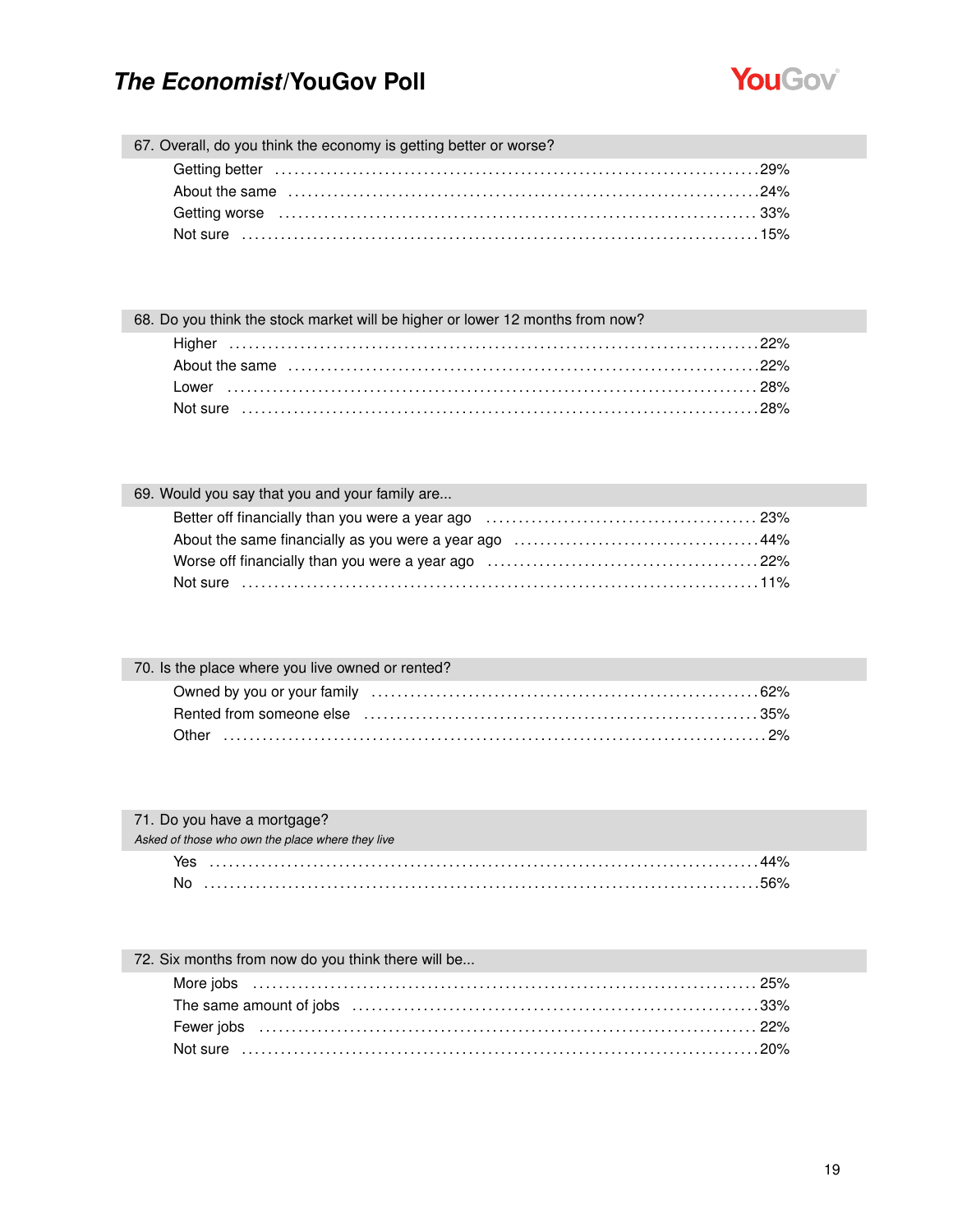### 67. Overall, do you think the economy is getting better or worse?

| | |
|---|---|
| Getting better | 29% |
| About the same | 24% |
| Getting worse | 33% |
| Not sure | 15% |

### 68. Do you think the stock market will be higher or lower 12 months from now?

| | |
|---|---|
| Higher | 22% |
| About the same | 22% |
| Lower | 28% |
| Not sure | 28% |

### 69. Would you say that you and your family are...

| | |
|---|---|
| Better off financially than you were a year ago | 23% |
| About the same financially as you were a year ago | 44% |
| Worse off financially than you were a year ago | 22% |
| Not sure | 11% |

### 70. Is the place where you live owned or rented?

| | |
|---|---|
| Owned by you or your family | 62% |
| Rented from someone else | 35% |
| Other | 2% |

### 71. Do you have a mortgage?

*Asked of those who own the place where they live*

| | |
|---|---|
| Yes | 44% |
| No | 56% |

### 72. Six months from now do you think there will be...

| | |
|---|---|
| More jobs | 25% |
| The same amount of jobs | 33% |
| Fewer jobs | 22% |
| Not sure | 20% |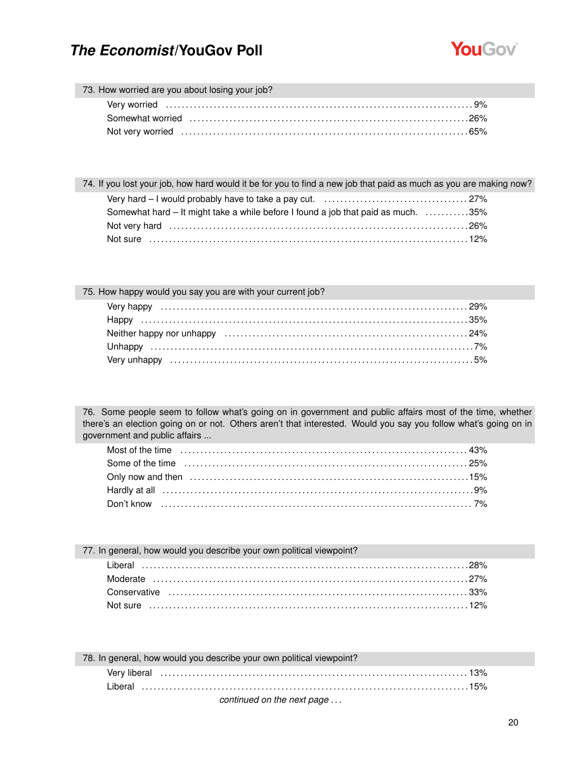## 73. How worried are you about losing your job?

| | |
|---|---|
| Very worried | 9% |
| Somewhat worried | 26% |
| Not very worried | 65% |

## 74. If you lost your job, how hard would it be for you to find a new job that paid as much as you are making now?

| | |
|---|---|
| Very hard – I would probably have to take a pay cut. | 27% |
| Somewhat hard – It might take a while before I found a job that paid as much. | 35% |
| Not very hard | 26% |
| Not sure | 12% |

## 75. How happy would you say you are with your current job?

| | |
|---|---|
| Very happy | 29% |
| Happy | 35% |
| Neither happy nor unhappy | 24% |
| Unhappy | 7% |
| Very unhappy | 5% |

## 76. Some people seem to follow what's going on in government and public affairs most of the time, whether there's an election going on or not. Others aren't that interested. Would you say you follow what's going on in government and public affairs ...

| | |
|---|---|
| Most of the time | 43% |
| Some of the time | 25% |
| Only now and then | 15% |
| Hardly at all | 9% |
| Don't know | 7% |

## 77. In general, how would you describe your own political viewpoint?

| | |
|---|---|
| Liberal | 28% |
| Moderate | 27% |
| Conservative | 33% |
| Not sure | 12% |

## 78. In general, how would you describe your own political viewpoint?

| | |
|---|---|
| Very liberal | 13% |
| Liberal | 15% |

*continued on the next page . . .*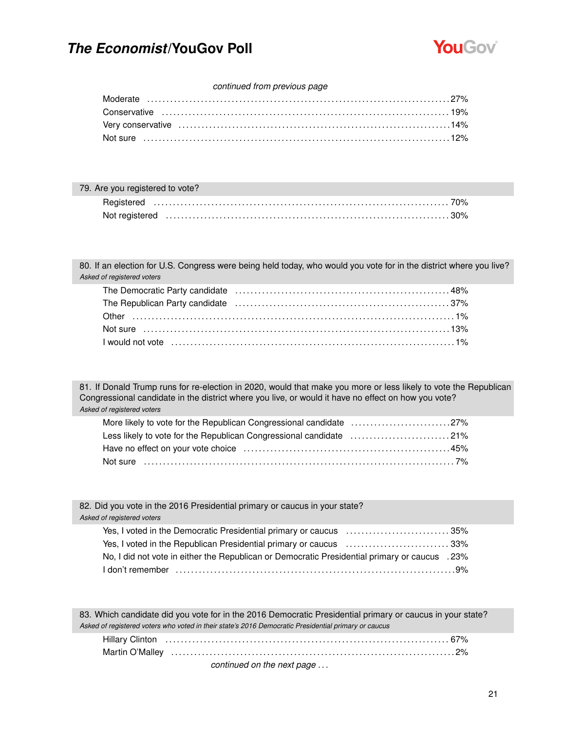*continued from previous page*

| | |
|---|---|
| Moderate | 27% |
| Conservative | 19% |
| Very conservative | 14% |
| Not sure | 12% |

## 79. Are you registered to vote?

| | |
|---|---|
| Registered | 70% |
| Not registered | 30% |

## 80. If an election for U.S. Congress were being held today, who would you vote for in the district where you live?

*Asked of registered voters*

| | |
|---|---|
| The Democratic Party candidate | 48% |
| The Republican Party candidate | 37% |
| Other | 1% |
| Not sure | 13% |
| I would not vote | 1% |

## 81. If Donald Trump runs for re-election in 2020, would that make you more or less likely to vote the Republican Congressional candidate in the district where you live, or would it have no effect on how you vote?

*Asked of registered voters*

| | |
|---|---|
| More likely to vote for the Republican Congressional candidate | 27% |
| Less likely to vote for the Republican Congressional candidate | 21% |
| Have no effect on your vote choice | 45% |
| Not sure | 7% |

## 82. Did you vote in the 2016 Presidential primary or caucus in your state?

*Asked of registered voters*

| | |
|---|---|
| Yes, I voted in the Democratic Presidential primary or caucus | 35% |
| Yes, I voted in the Republican Presidential primary or caucus | 33% |
| No, I did not vote in either the Republican or Democratic Presidential primary or caucus | 23% |
| I don't remember | 9% |

## 83. Which candidate did you vote for in the 2016 Democratic Presidential primary or caucus in your state?

*Asked of registered voters who voted in their state's 2016 Democratic Presidential primary or caucus*

| | |
|---|---|
| Hillary Clinton | 67% |
| Martin O'Malley | 2% |

*continued on the next page . . .*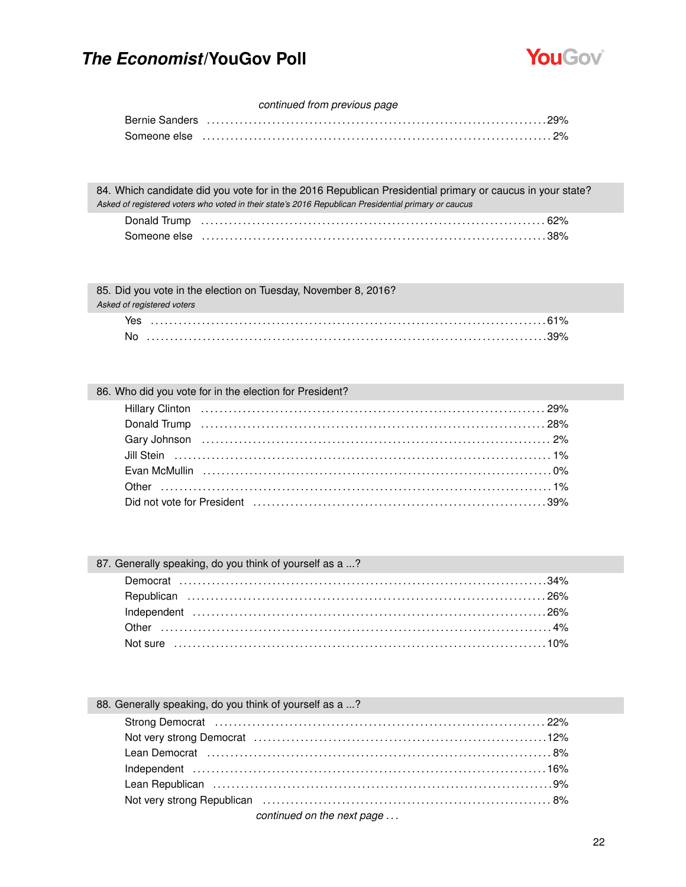*continued from previous page*

| | |
|---|---|
| Bernie Sanders | 29% |
| Someone else | 2% |

**84. Which candidate did you vote for in the 2016 Republican Presidential primary or caucus in your state?**
*Asked of registered voters who voted in their state's 2016 Republican Presidential primary or caucus*

| | |
|---|---|
| Donald Trump | 62% |
| Someone else | 38% |

**85. Did you vote in the election on Tuesday, November 8, 2016?**
*Asked of registered voters*

| | |
|---|---|
| Yes | 61% |
| No | 39% |

**86. Who did you vote for in the election for President?**

| | |
|---|---|
| Hillary Clinton | 29% |
| Donald Trump | 28% |
| Gary Johnson | 2% |
| Jill Stein | 1% |
| Evan McMullin | 0% |
| Other | 1% |
| Did not vote for President | 39% |

**87. Generally speaking, do you think of yourself as a ...?**

| | |
|---|---|
| Democrat | 34% |
| Republican | 26% |
| Independent | 26% |
| Other | 4% |
| Not sure | 10% |

**88. Generally speaking, do you think of yourself as a ...?**

| | |
|---|---|
| Strong Democrat | 22% |
| Not very strong Democrat | 12% |
| Lean Democrat | 8% |
| Independent | 16% |
| Lean Republican | 9% |
| Not very strong Republican | 8% |

*continued on the next page . . .*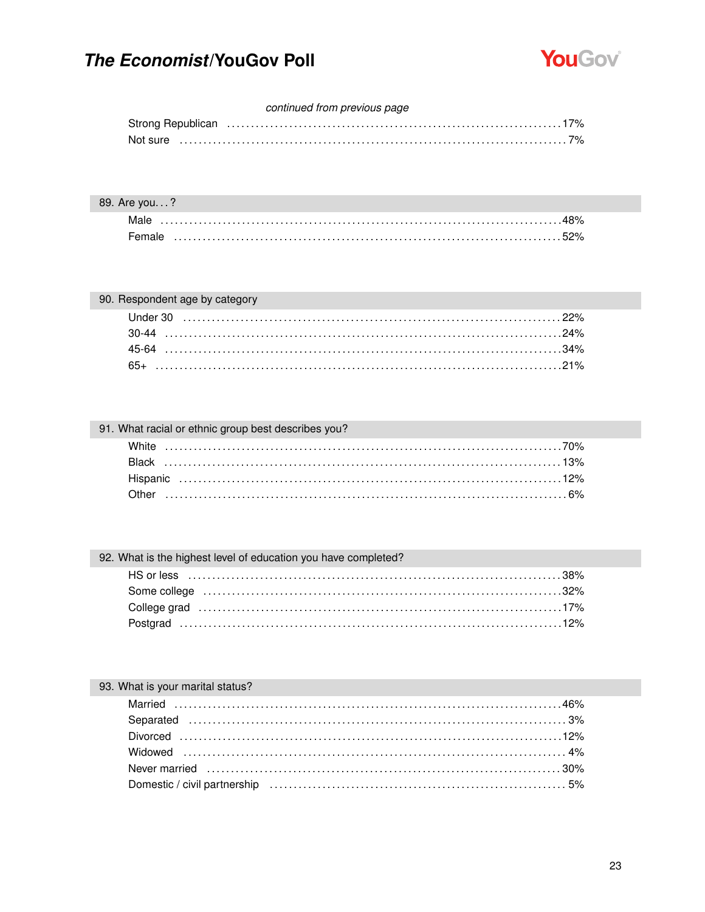*continued from previous page*

| | |
|---|---|
| Strong Republican | 17% |
| Not sure | 7% |

### 89. Are you. . . ?

| | |
|---|---|
| Male | 48% |
| Female | 52% |

### 90. Respondent age by category

| | |
|---|---|
| Under 30 | 22% |
| 30-44 | 24% |
| 45-64 | 34% |
| 65+ | 21% |

### 91. What racial or ethnic group best describes you?

| | |
|---|---|
| White | 70% |
| Black | 13% |
| Hispanic | 12% |
| Other | 6% |

### 92. What is the highest level of education you have completed?

| | |
|---|---|
| HS or less | 38% |
| Some college | 32% |
| College grad | 17% |
| Postgrad | 12% |

### 93. What is your marital status?

| | |
|---|---|
| Married | 46% |
| Separated | 3% |
| Divorced | 12% |
| Widowed | 4% |
| Never married | 30% |
| Domestic / civil partnership | 5% |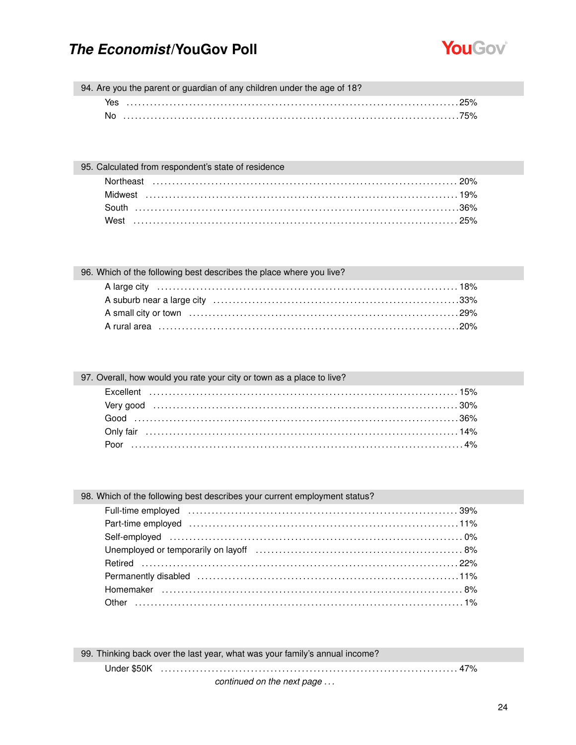### 94. Are you the parent or guardian of any children under the age of 18?

| | |
|---|---|
| Yes | 25% |
| No | 75% |

### 95. Calculated from respondent's state of residence

| | |
|---|---|
| Northeast | 20% |
| Midwest | 19% |
| South | 36% |
| West | 25% |

### 96. Which of the following best describes the place where you live?

| | |
|---|---|
| A large city | 18% |
| A suburb near a large city | 33% |
| A small city or town | 29% |
| A rural area | 20% |

### 97. Overall, how would you rate your city or town as a place to live?

| | |
|---|---|
| Excellent | 15% |
| Very good | 30% |
| Good | 36% |
| Only fair | 14% |
| Poor | 4% |

### 98. Which of the following best describes your current employment status?

| | |
|---|---|
| Full-time employed | 39% |
| Part-time employed | 11% |
| Self-employed | 0% |
| Unemployed or temporarily on layoff | 8% |
| Retired | 22% |
| Permanently disabled | 11% |
| Homemaker | 8% |
| Other | 1% |

### 99. Thinking back over the last year, what was your family's annual income?

| | |
|---|---|
| Under $50K | 47% |

*continued on the next page . . .*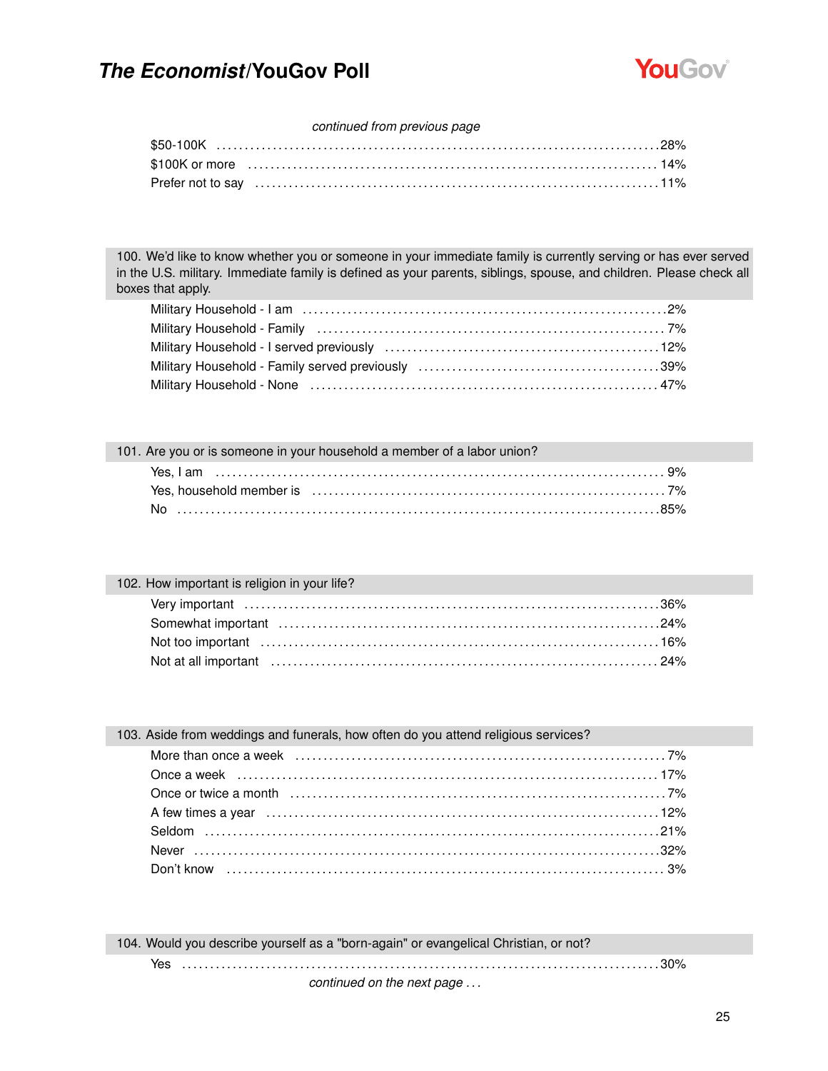*continued from previous page*

| | |
|---|---|
| $50-100K | 28% |
| $100K or more | 14% |
| Prefer not to say | 11% |

**100. We'd like to know whether you or someone in your immediate family is currently serving or has ever served in the U.S. military. Immediate family is defined as your parents, siblings, spouse, and children. Please check all boxes that apply.**

| | |
|---|---|
| Military Household - I am | 2% |
| Military Household - Family | 7% |
| Military Household - I served previously | 12% |
| Military Household - Family served previously | 39% |
| Military Household - None | 47% |

**101. Are you or is someone in your household a member of a labor union?**

| | |
|---|---|
| Yes, I am | 9% |
| Yes, household member is | 7% |
| No | 85% |

**102. How important is religion in your life?**

| | |
|---|---|
| Very important | 36% |
| Somewhat important | 24% |
| Not too important | 16% |
| Not at all important | 24% |

**103. Aside from weddings and funerals, how often do you attend religious services?**

| | |
|---|---|
| More than once a week | 7% |
| Once a week | 17% |
| Once or twice a month | 7% |
| A few times a year | 12% |
| Seldom | 21% |
| Never | 32% |
| Don't know | 3% |

**104. Would you describe yourself as a "born-again" or evangelical Christian, or not?**

| | |
|---|---|
| Yes | 30% |

*continued on the next page . . .*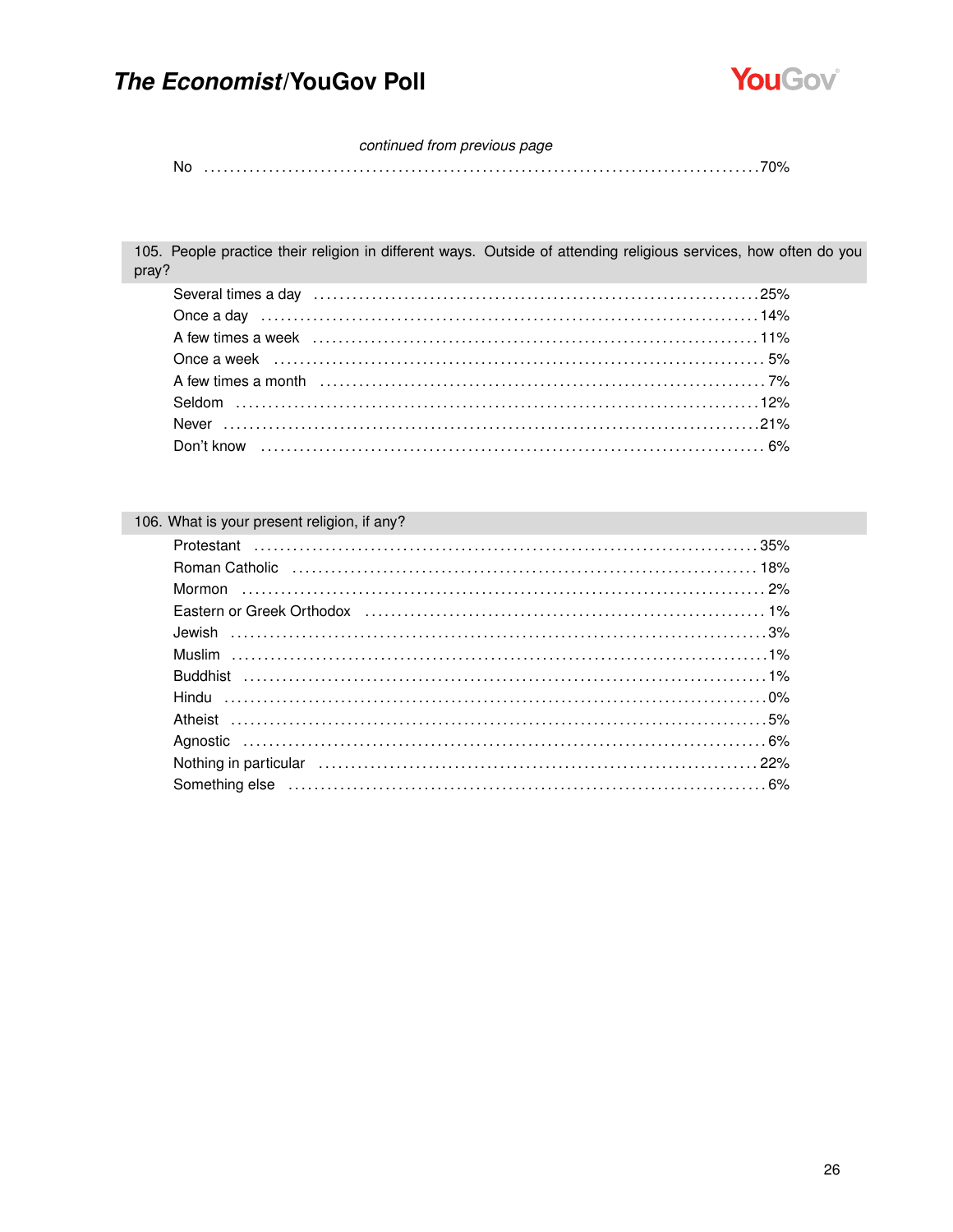*continued from previous page*

| | |
|---|---|
| No | 70% |

## 105. People practice their religion in different ways. Outside of attending religious services, how often do you pray?

| | |
|---|---|
| Several times a day | 25% |
| Once a day | 14% |
| A few times a week | 11% |
| Once a week | 5% |
| A few times a month | 7% |
| Seldom | 12% |
| Never | 21% |
| Don't know | 6% |

## 106. What is your present religion, if any?

| | |
|---|---|
| Protestant | 35% |
| Roman Catholic | 18% |
| Mormon | 2% |
| Eastern or Greek Orthodox | 1% |
| Jewish | 3% |
| Muslim | 1% |
| Buddhist | 1% |
| Hindu | 0% |
| Atheist | 5% |
| Agnostic | 6% |
| Nothing in particular | 22% |
| Something else | 6% |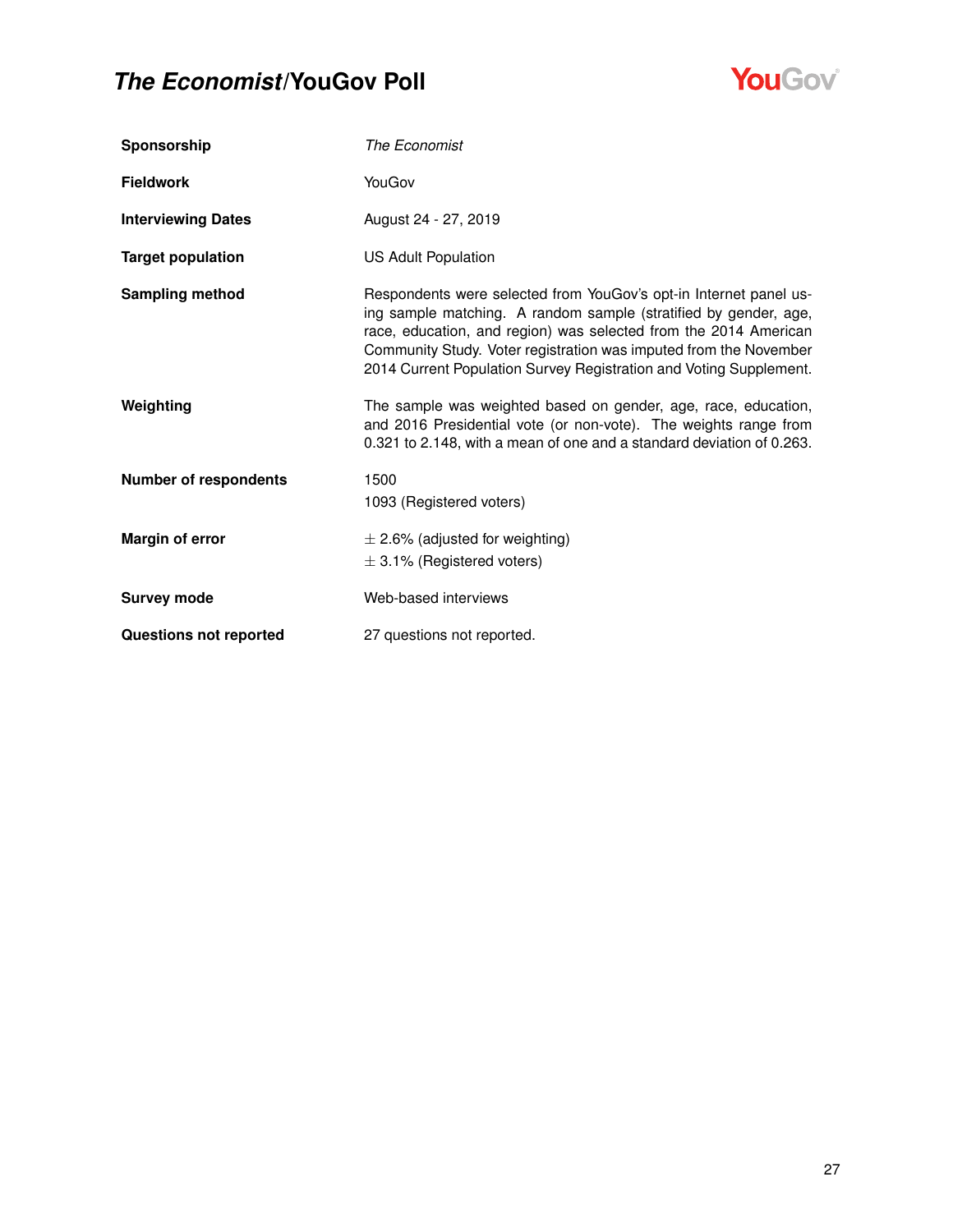# *The Economist*/YouGov Poll

| | |
|---|---|
| **Sponsorship** | *The Economist* |
| **Fieldwork** | YouGov |
| **Interviewing Dates** | August 24 - 27, 2019 |
| **Target population** | US Adult Population |
| **Sampling method** | Respondents were selected from YouGov's opt-in Internet panel using sample matching. A random sample (stratified by gender, age, race, education, and region) was selected from the 2014 American Community Study. Voter registration was imputed from the November 2014 Current Population Survey Registration and Voting Supplement. |
| **Weighting** | The sample was weighted based on gender, age, race, education, and 2016 Presidential vote (or non-vote). The weights range from 0.321 to 2.148, with a mean of one and a standard deviation of 0.263. |
| **Number of respondents** | 1500<br>1093 (Registered voters) |
| **Margin of error** | ± 2.6% (adjusted for weighting)<br>± 3.1% (Registered voters) |
| **Survey mode** | Web-based interviews |
| **Questions not reported** | 27 questions not reported. |